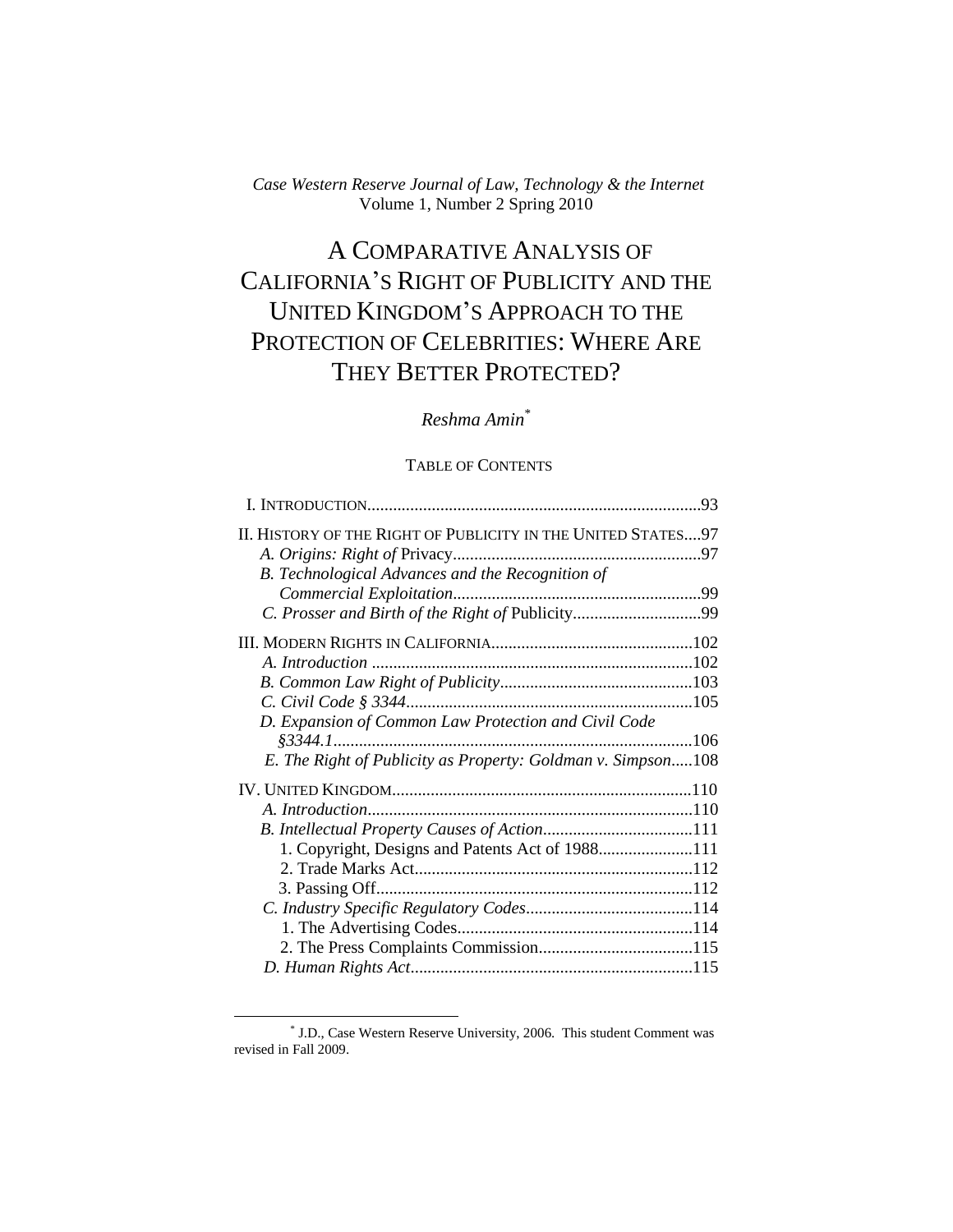*Case Western Reserve Journal of Law, Technology & the Internet*
Volume 1, Number 2 Spring 2010

# A COMPARATIVE ANALYSIS OF CALIFORNIA'S RIGHT OF PUBLICITY AND THE UNITED KINGDOM'S APPROACH TO THE PROTECTION OF CELEBRITIES: WHERE ARE THEY BETTER PROTECTED?

*Reshma Amin*[*]

TABLE OF CONTENTS

I. INTRODUCTION....93

II. HISTORY OF THE RIGHT OF PUBLICITY IN THE UNITED STATES....97
- *A. Origins: Right of* Privacy....97
- *B. Technological Advances and the Recognition of Commercial Exploitation*....99
- *C. Prosser and Birth of the Right of* Publicity....99

III. MODERN RIGHTS IN CALIFORNIA....102
- *A. Introduction*....102
- *B. Common Law Right of Publicity*....103
- *C. Civil Code § 3344*....105
- *D. Expansion of Common Law Protection and Civil Code §3344.1*....106
- *E. The Right of Publicity as Property: Goldman v. Simpson*....108

IV. UNITED KINGDOM....110
- *A. Introduction*....110
- *B. Intellectual Property Causes of Action*....111
  - 1. Copyright, Designs and Patents Act of 1988....111
  - 2. Trade Marks Act....112
  - 3. Passing Off....112
- *C. Industry Specific Regulatory Codes*....114
  - 1. The Advertising Codes....114
  - 2. The Press Complaints Commission....115
- *D. Human Rights Act*....115

[*] J.D., Case Western Reserve University, 2006. This student Comment was revised in Fall 2009.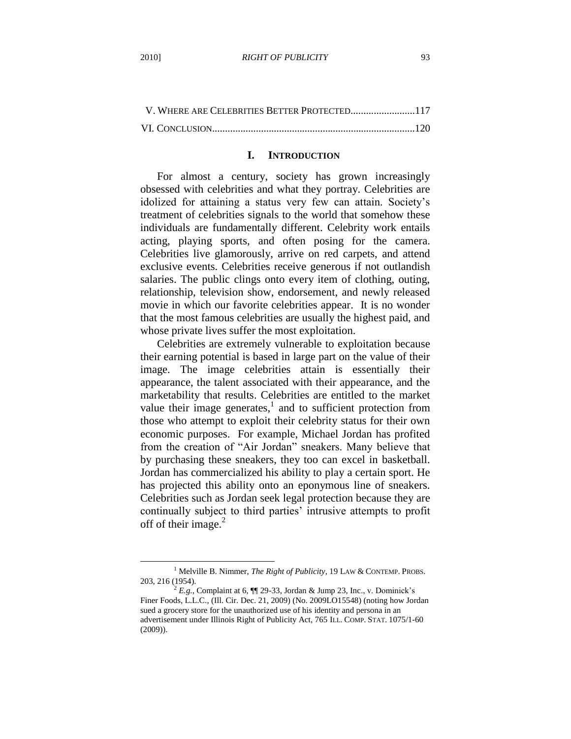V. WHERE ARE CELEBRITIES BETTER PROTECTED.........................117

VI. CONCLUSION...............................................................................120

## I. INTRODUCTION

For almost a century, society has grown increasingly obsessed with celebrities and what they portray. Celebrities are idolized for attaining a status very few can attain. Society's treatment of celebrities signals to the world that somehow these individuals are fundamentally different. Celebrity work entails acting, playing sports, and often posing for the camera. Celebrities live glamorously, arrive on red carpets, and attend exclusive events. Celebrities receive generous if not outlandish salaries. The public clings onto every item of clothing, outing, relationship, television show, endorsement, and newly released movie in which our favorite celebrities appear. It is no wonder that the most famous celebrities are usually the highest paid, and whose private lives suffer the most exploitation.

Celebrities are extremely vulnerable to exploitation because their earning potential is based in large part on the value of their image. The image celebrities attain is essentially their appearance, the talent associated with their appearance, and the marketability that results. Celebrities are entitled to the market value their image generates,[1] and to sufficient protection from those who attempt to exploit their celebrity status for their own economic purposes. For example, Michael Jordan has profited from the creation of "Air Jordan" sneakers. Many believe that by purchasing these sneakers, they too can excel in basketball. Jordan has commercialized his ability to play a certain sport. He has projected this ability onto an eponymous line of sneakers. Celebrities such as Jordan seek legal protection because they are continually subject to third parties' intrusive attempts to profit off of their image.[2]

---

[1] Melville B. Nimmer, *The Right of Publicity*, 19 LAW & CONTEMP. PROBS. 203, 216 (1954).

[2] *E.g.*, Complaint at 6, ¶¶ 29-33, Jordan & Jump 23, Inc., v. Dominick's Finer Foods, L.L.C., (Ill. Cir. Dec. 21, 2009) (No. 2009LO15548) (noting how Jordan sued a grocery store for the unauthorized use of his identity and persona in an advertisement under Illinois Right of Publicity Act, 765 ILL. COMP. STAT. 1075/1-60 (2009)).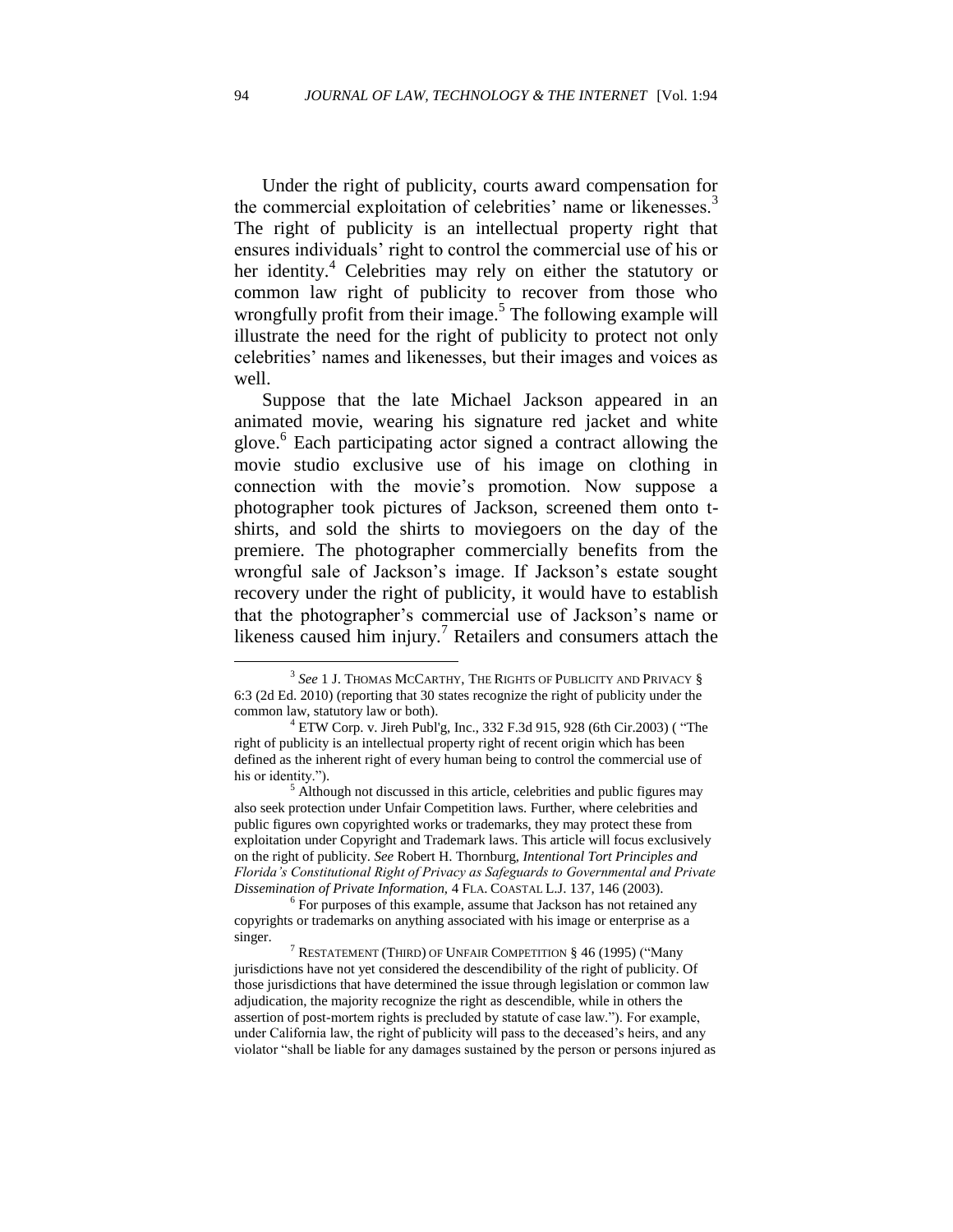Under the right of publicity, courts award compensation for the commercial exploitation of celebrities' name or likenesses.[3] The right of publicity is an intellectual property right that ensures individuals' right to control the commercial use of his or her identity.[4] Celebrities may rely on either the statutory or common law right of publicity to recover from those who wrongfully profit from their image.[5] The following example will illustrate the need for the right of publicity to protect not only celebrities' names and likenesses, but their images and voices as well.

Suppose that the late Michael Jackson appeared in an animated movie, wearing his signature red jacket and white glove.[6] Each participating actor signed a contract allowing the movie studio exclusive use of his image on clothing in connection with the movie's promotion. Now suppose a photographer took pictures of Jackson, screened them onto t-shirts, and sold the shirts to moviegoers on the day of the premiere. The photographer commercially benefits from the wrongful sale of Jackson's image. If Jackson's estate sought recovery under the right of publicity, it would have to establish that the photographer's commercial use of Jackson's name or likeness caused him injury.[7] Retailers and consumers attach the

---

[3] *See* 1 J. THOMAS MCCARTHY, THE RIGHTS OF PUBLICITY AND PRIVACY § 6:3 (2d Ed. 2010) (reporting that 30 states recognize the right of publicity under the common law, statutory law or both).

[4] ETW Corp. v. Jireh Publ'g, Inc., 332 F.3d 915, 928 (6th Cir.2003) ( "The right of publicity is an intellectual property right of recent origin which has been defined as the inherent right of every human being to control the commercial use of his or identity.").

[5] Although not discussed in this article, celebrities and public figures may also seek protection under Unfair Competition laws. Further, where celebrities and public figures own copyrighted works or trademarks, they may protect these from exploitation under Copyright and Trademark laws. This article will focus exclusively on the right of publicity. *See* Robert H. Thornburg, *Intentional Tort Principles and Florida's Constitutional Right of Privacy as Safeguards to Governmental and Private Dissemination of Private Information,* 4 FLA. COASTAL L.J. 137, 146 (2003).

[6] For purposes of this example, assume that Jackson has not retained any copyrights or trademarks on anything associated with his image or enterprise as a singer.

[7] RESTATEMENT (THIRD) OF UNFAIR COMPETITION § 46 (1995) ("Many jurisdictions have not yet considered the descendibility of the right of publicity. Of those jurisdictions that have determined the issue through legislation or common law adjudication, the majority recognize the right as descendible, while in others the assertion of post-mortem rights is precluded by statute of case law."). For example, under California law, the right of publicity will pass to the deceased's heirs, and any violator "shall be liable for any damages sustained by the person or persons injured as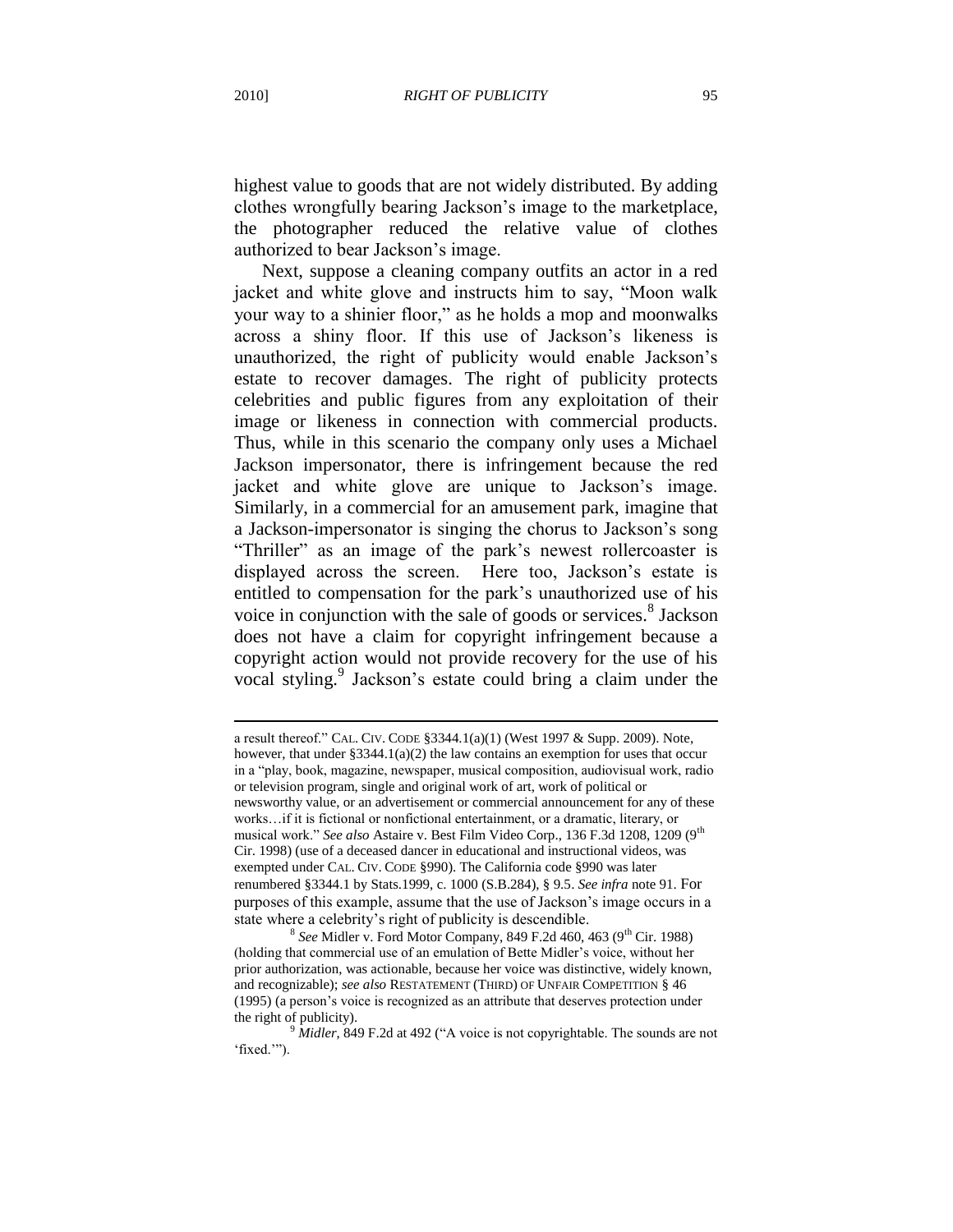highest value to goods that are not widely distributed. By adding clothes wrongfully bearing Jackson's image to the marketplace, the photographer reduced the relative value of clothes authorized to bear Jackson's image.

Next, suppose a cleaning company outfits an actor in a red jacket and white glove and instructs him to say, "Moon walk your way to a shinier floor," as he holds a mop and moonwalks across a shiny floor. If this use of Jackson's likeness is unauthorized, the right of publicity would enable Jackson's estate to recover damages. The right of publicity protects celebrities and public figures from any exploitation of their image or likeness in connection with commercial products. Thus, while in this scenario the company only uses a Michael Jackson impersonator, there is infringement because the red jacket and white glove are unique to Jackson's image. Similarly, in a commercial for an amusement park, imagine that a Jackson-impersonator is singing the chorus to Jackson's song "Thriller" as an image of the park's newest rollercoaster is displayed across the screen. Here too, Jackson's estate is entitled to compensation for the park's unauthorized use of his voice in conjunction with the sale of goods or services.[8] Jackson does not have a claim for copyright infringement because a copyright action would not provide recovery for the use of his vocal styling.[9] Jackson's estate could bring a claim under the

---

a result thereof." CAL. CIV. CODE §3344.1(a)(1) (West 1997 & Supp. 2009). Note, however, that under §3344.1(a)(2) the law contains an exemption for uses that occur in a "play, book, magazine, newspaper, musical composition, audiovisual work, radio or television program, single and original work of art, work of political or newsworthy value, or an advertisement or commercial announcement for any of these works…if it is fictional or nonfictional entertainment, or a dramatic, literary, or musical work." *See also* Astaire v. Best Film Video Corp., 136 F.3d 1208, 1209 (9th Cir. 1998) (use of a deceased dancer in educational and instructional videos, was exempted under CAL. CIV. CODE §990). The California code §990 was later renumbered §3344.1 by Stats.1999, c. 1000 (S.B.284), § 9.5. *See infra* note 91. For purposes of this example, assume that the use of Jackson's image occurs in a state where a celebrity's right of publicity is descendible.

[8] *See* Midler v. Ford Motor Company, 849 F.2d 460, 463 (9th Cir. 1988) (holding that commercial use of an emulation of Bette Midler's voice, without her prior authorization, was actionable, because her voice was distinctive, widely known, and recognizable); *see also* RESTATEMENT (THIRD) OF UNFAIR COMPETITION § 46 (1995) (a person's voice is recognized as an attribute that deserves protection under the right of publicity).

[9] *Midler*, 849 F.2d at 492 ("A voice is not copyrightable. The sounds are not 'fixed.'").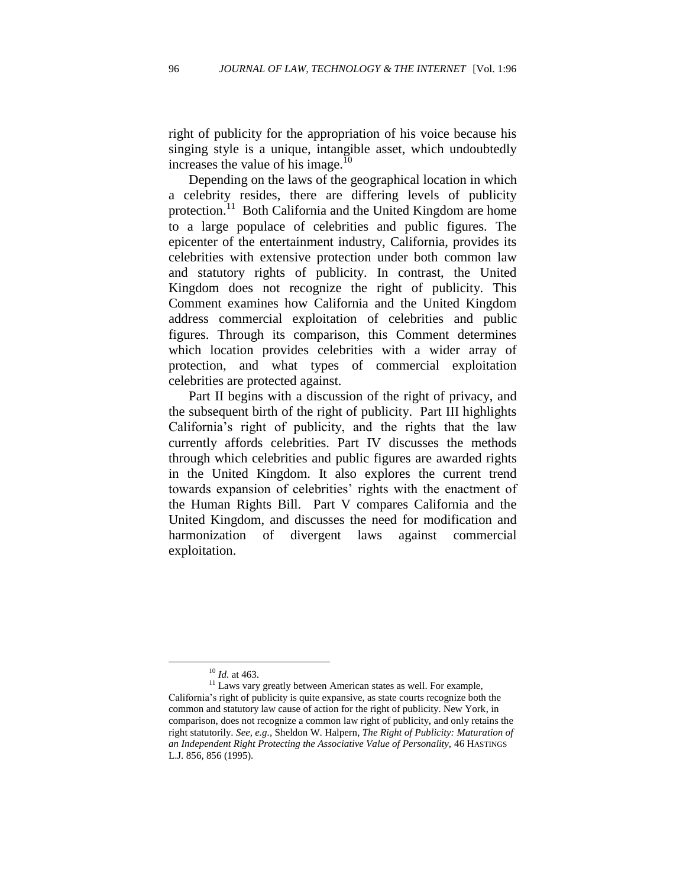right of publicity for the appropriation of his voice because his singing style is a unique, intangible asset, which undoubtedly increases the value of his image.[10]

Depending on the laws of the geographical location in which a celebrity resides, there are differing levels of publicity protection.[11] Both California and the United Kingdom are home to a large populace of celebrities and public figures. The epicenter of the entertainment industry, California, provides its celebrities with extensive protection under both common law and statutory rights of publicity. In contrast, the United Kingdom does not recognize the right of publicity. This Comment examines how California and the United Kingdom address commercial exploitation of celebrities and public figures. Through its comparison, this Comment determines which location provides celebrities with a wider array of protection, and what types of commercial exploitation celebrities are protected against.

Part II begins with a discussion of the right of privacy, and the subsequent birth of the right of publicity. Part III highlights California's right of publicity, and the rights that the law currently affords celebrities. Part IV discusses the methods through which celebrities and public figures are awarded rights in the United Kingdom. It also explores the current trend towards expansion of celebrities' rights with the enactment of the Human Rights Bill. Part V compares California and the United Kingdom, and discusses the need for modification and harmonization of divergent laws against commercial exploitation.

---

[10] *Id.* at 463.

[11] Laws vary greatly between American states as well. For example, California's right of publicity is quite expansive, as state courts recognize both the common and statutory law cause of action for the right of publicity. New York, in comparison, does not recognize a common law right of publicity, and only retains the right statutorily. *See, e.g.*, Sheldon W. Halpern, *The Right of Publicity: Maturation of an Independent Right Protecting the Associative Value of Personality*, 46 HASTINGS L.J. 856, 856 (1995).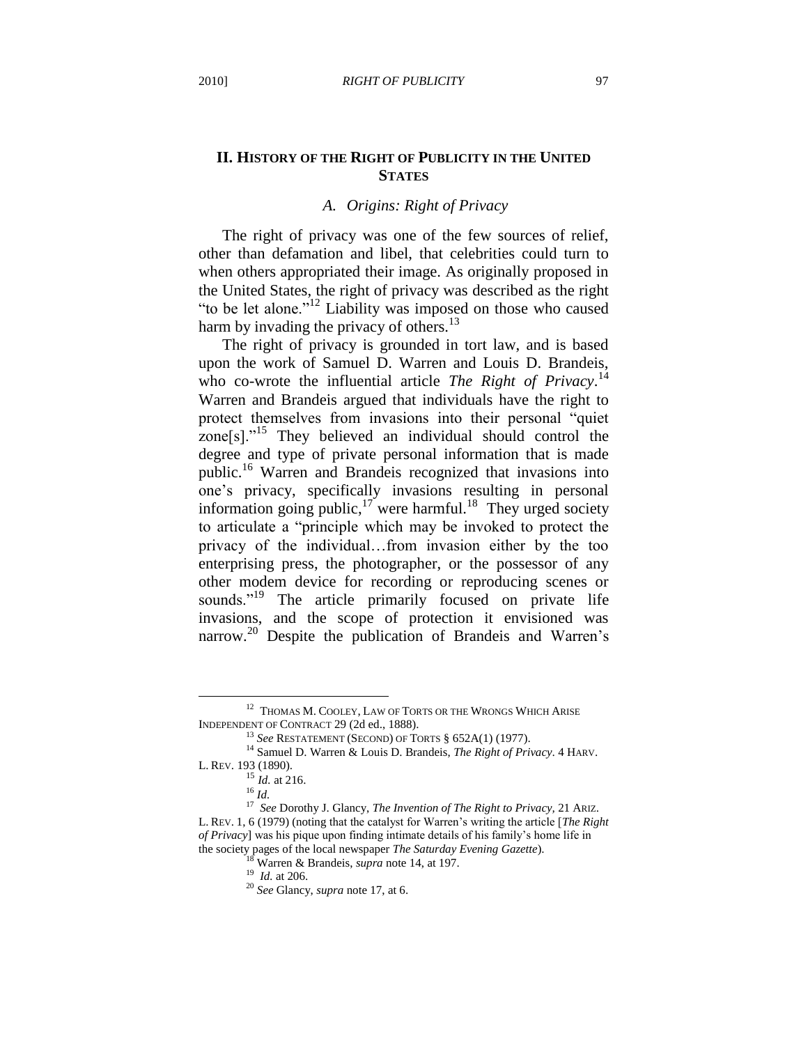## II. History of the Right of Publicity in the United States

### *A. Origins: Right of Privacy*

The right of privacy was one of the few sources of relief, other than defamation and libel, that celebrities could turn to when others appropriated their image. As originally proposed in the United States, the right of privacy was described as the right "to be let alone."[12] Liability was imposed on those who caused harm by invading the privacy of others.[13]

The right of privacy is grounded in tort law, and is based upon the work of Samuel D. Warren and Louis D. Brandeis, who co-wrote the influential article *The Right of Privacy*.[14] Warren and Brandeis argued that individuals have the right to protect themselves from invasions into their personal "quiet zone[s]."[15] They believed an individual should control the degree and type of private personal information that is made public.[16] Warren and Brandeis recognized that invasions into one's privacy, specifically invasions resulting in personal information going public,[17] were harmful.[18] They urged society to articulate a "principle which may be invoked to protect the privacy of the individual…from invasion either by the too enterprising press, the photographer, or the possessor of any other modem device for recording or reproducing scenes or sounds."[19] The article primarily focused on private life invasions, and the scope of protection it envisioned was narrow.[20] Despite the publication of Brandeis and Warren's

---

[12] Thomas M. Cooley, Law of Torts or the Wrongs Which Arise Independent of Contract 29 (2d ed., 1888).

[13] *See* Restatement (Second) of Torts § 652A(1) (1977).

[14] Samuel D. Warren & Louis D. Brandeis, *The Right of Privacy*. 4 Harv. L. Rev. 193 (1890).

[15] *Id.* at 216.

[16] *Id.*

[17] *See* Dorothy J. Glancy, *The Invention of The Right to Privacy*, 21 Ariz. L. Rev. 1, 6 (1979) (noting that the catalyst for Warren's writing the article [*The Right of Privacy*] was his pique upon finding intimate details of his family's home life in the society pages of the local newspaper *The Saturday Evening Gazette*).

[18] Warren & Brandeis, *supra* note 14, at 197.

[19] *Id.* at 206.

[20] *See* Glancy, *supra* note 17, at 6.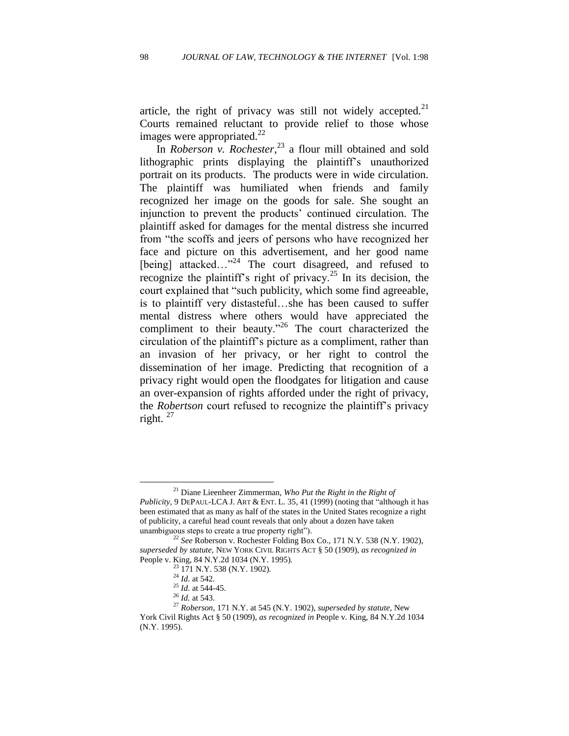article, the right of privacy was still not widely accepted.[21] Courts remained reluctant to provide relief to those whose images were appropriated.[22]

In *Roberson v. Rochester*,[23] a flour mill obtained and sold lithographic prints displaying the plaintiff's unauthorized portrait on its products. The products were in wide circulation. The plaintiff was humiliated when friends and family recognized her image on the goods for sale. She sought an injunction to prevent the products' continued circulation. The plaintiff asked for damages for the mental distress she incurred from "the scoffs and jeers of persons who have recognized her face and picture on this advertisement, and her good name [being] attacked…"[24] The court disagreed, and refused to recognize the plaintiff's right of privacy.[25] In its decision, the court explained that "such publicity, which some find agreeable, is to plaintiff very distasteful…she has been caused to suffer mental distress where others would have appreciated the compliment to their beauty."[26] The court characterized the circulation of the plaintiff's picture as a compliment, rather than an invasion of her privacy, or her right to control the dissemination of her image. Predicting that recognition of a privacy right would open the floodgates for litigation and cause an over-expansion of rights afforded under the right of privacy, the *Robertson* court refused to recognize the plaintiff's privacy right. [27]

---

[21] Diane Lieenheer Zimmerman, *Who Put the Right in the Right of Publicity*, 9 DEPAUL-LCA J. ART & ENT. L. 35, 41 (1999) (noting that "although it has been estimated that as many as half of the states in the United States recognize a right of publicity, a careful head count reveals that only about a dozen have taken unambiguous steps to create a true property right").

[22] *See* Roberson v. Rochester Folding Box Co., 171 N.Y. 538 (N.Y. 1902), *superseded by statute,* NEW YORK CIVIL RIGHTS ACT § 50 (1909), *as recognized in* People v. King, 84 N.Y.2d 1034 (N.Y. 1995).

[23] 171 N.Y. 538 (N.Y. 1902).

[24] *Id.* at 542.

[25] *Id.* at 544-45.

[26] *Id.* at 543.

[27] *Roberson*, 171 N.Y. at 545 (N.Y. 1902), *superseded by statute*, New York Civil Rights Act § 50 (1909), *as recognized in* People v. King, 84 N.Y.2d 1034 (N.Y. 1995).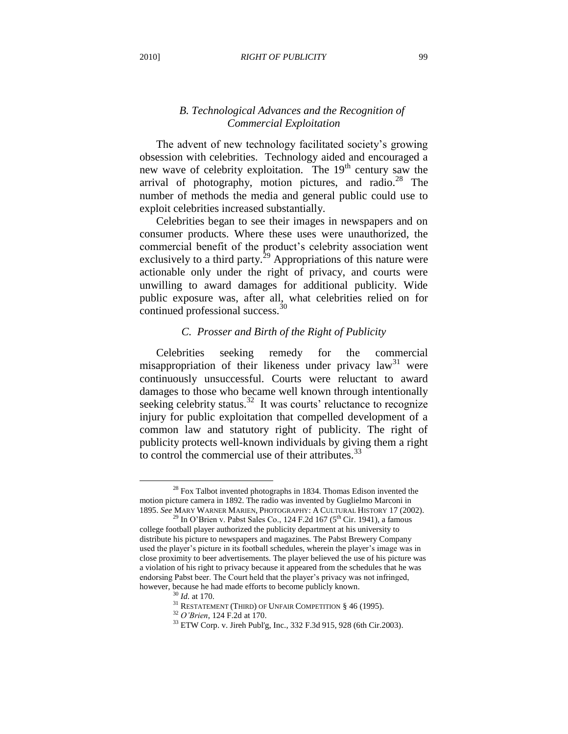### *B. Technological Advances and the Recognition of Commercial Exploitation*

The advent of new technology facilitated society's growing obsession with celebrities. Technology aided and encouraged a new wave of celebrity exploitation. The 19th century saw the arrival of photography, motion pictures, and radio.[28] The number of methods the media and general public could use to exploit celebrities increased substantially.

Celebrities began to see their images in newspapers and on consumer products. Where these uses were unauthorized, the commercial benefit of the product's celebrity association went exclusively to a third party.[29] Appropriations of this nature were actionable only under the right of privacy, and courts were unwilling to award damages for additional publicity. Wide public exposure was, after all, what celebrities relied on for continued professional success.[30]

### *C. Prosser and Birth of the Right of Publicity*

Celebrities seeking remedy for the commercial misappropriation of their likeness under privacy law[31] were continuously unsuccessful. Courts were reluctant to award damages to those who became well known through intentionally seeking celebrity status.[32] It was courts' reluctance to recognize injury for public exploitation that compelled development of a common law and statutory right of publicity. The right of publicity protects well-known individuals by giving them a right to control the commercial use of their attributes.[33]

---

[28] Fox Talbot invented photographs in 1834. Thomas Edison invented the motion picture camera in 1892. The radio was invented by Guglielmo Marconi in 1895. *See* MARY WARNER MARIEN, PHOTOGRAPHY: A CULTURAL HISTORY 17 (2002).

[29] In O'Brien v. Pabst Sales Co., 124 F.2d 167 (5th Cir. 1941), a famous college football player authorized the publicity department at his university to distribute his picture to newspapers and magazines. The Pabst Brewery Company used the player's picture in its football schedules, wherein the player's image was in close proximity to beer advertisements. The player believed the use of his picture was a violation of his right to privacy because it appeared from the schedules that he was endorsing Pabst beer. The Court held that the player's privacy was not infringed, however, because he had made efforts to become publicly known.

[30] *Id.* at 170.

[31] RESTATEMENT (THIRD) OF UNFAIR COMPETITION § 46 (1995).

[32] *O'Brien*, 124 F.2d at 170.

[33] ETW Corp. v. Jireh Publ'g, Inc., 332 F.3d 915, 928 (6th Cir.2003).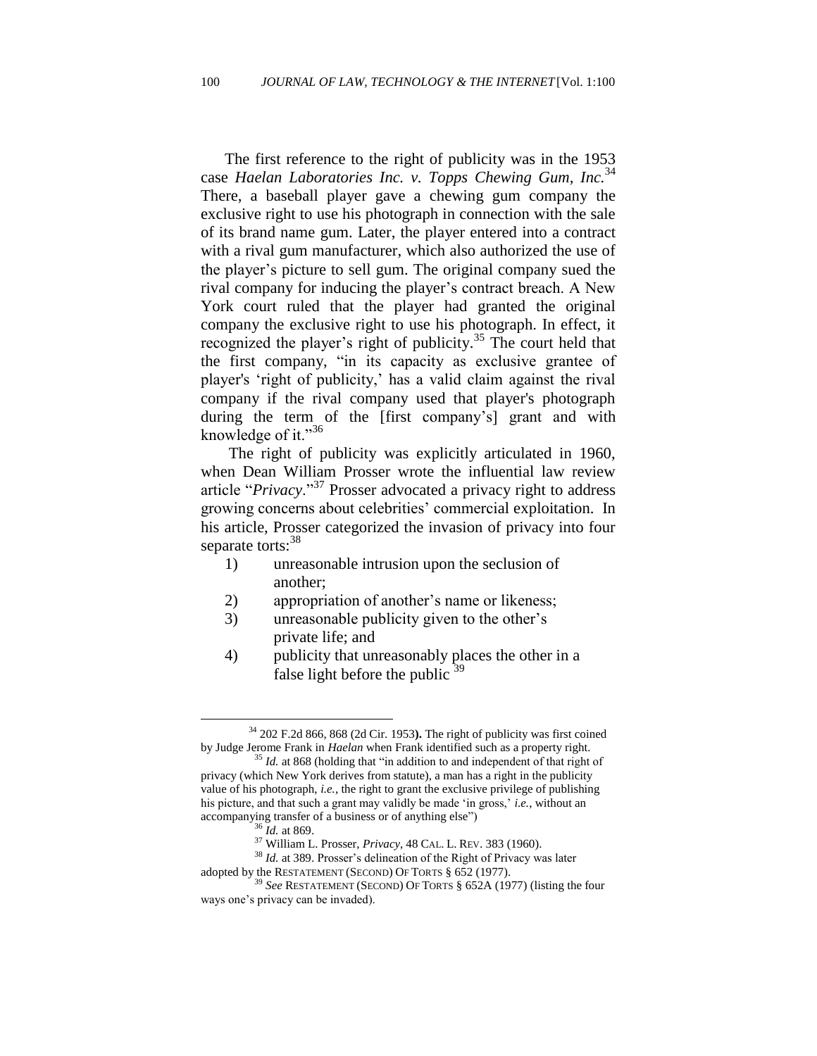The first reference to the right of publicity was in the 1953 case *Haelan Laboratories Inc. v. Topps Chewing Gum, Inc.*[34] There, a baseball player gave a chewing gum company the exclusive right to use his photograph in connection with the sale of its brand name gum. Later, the player entered into a contract with a rival gum manufacturer, which also authorized the use of the player's picture to sell gum. The original company sued the rival company for inducing the player's contract breach. A New York court ruled that the player had granted the original company the exclusive right to use his photograph. In effect, it recognized the player's right of publicity.[35] The court held that the first company, "in its capacity as exclusive grantee of player's 'right of publicity,' has a valid claim against the rival company if the rival company used that player's photograph during the term of the [first company's] grant and with knowledge of it."[36]

The right of publicity was explicitly articulated in 1960, when Dean William Prosser wrote the influential law review article "*Privacy*."[37] Prosser advocated a privacy right to address growing concerns about celebrities' commercial exploitation. In his article, Prosser categorized the invasion of privacy into four separate torts:[38]

1) unreasonable intrusion upon the seclusion of another;
2) appropriation of another's name or likeness;
3) unreasonable publicity given to the other's private life; and
4) publicity that unreasonably places the other in a false light before the public [39]

---

[34] 202 F.2d 866, 868 (2d Cir. 1953**).** The right of publicity was first coined by Judge Jerome Frank in *Haelan* when Frank identified such as a property right.

[35] *Id.* at 868 (holding that "in addition to and independent of that right of privacy (which New York derives from statute), a man has a right in the publicity value of his photograph, *i.e.*, the right to grant the exclusive privilege of publishing his picture, and that such a grant may validly be made 'in gross,' *i.e.*, without an accompanying transfer of a business or of anything else")

[36] *Id.* at 869.

[37] William L. Prosser, *Privacy*, 48 CAL. L. REV. 383 (1960).

[38] *Id.* at 389. Prosser's delineation of the Right of Privacy was later adopted by the RESTATEMENT (SECOND) OF TORTS § 652 (1977).

[39] *See* RESTATEMENT (SECOND) OF TORTS § 652A (1977) (listing the four ways one's privacy can be invaded).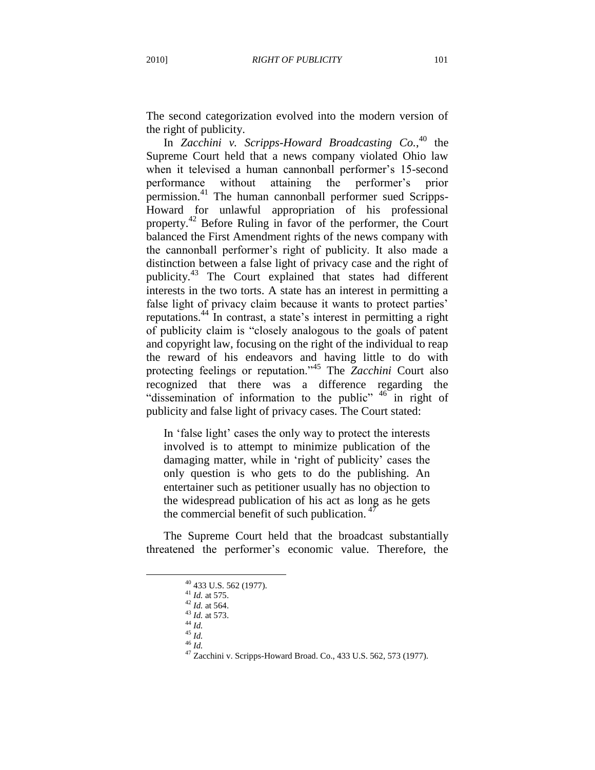The second categorization evolved into the modern version of the right of publicity.

In *Zacchini v. Scripps-Howard Broadcasting Co.*,[40] the Supreme Court held that a news company violated Ohio law when it televised a human cannonball performer's 15-second performance without attaining the performer's prior permission.[41] The human cannonball performer sued Scripps-Howard for unlawful appropriation of his professional property.[42] Before Ruling in favor of the performer, the Court balanced the First Amendment rights of the news company with the cannonball performer's right of publicity. It also made a distinction between a false light of privacy case and the right of publicity.[43] The Court explained that states had different interests in the two torts. A state has an interest in permitting a false light of privacy claim because it wants to protect parties' reputations.[44] In contrast, a state's interest in permitting a right of publicity claim is "closely analogous to the goals of patent and copyright law, focusing on the right of the individual to reap the reward of his endeavors and having little to do with protecting feelings or reputation."[45] The *Zacchini* Court also recognized that there was a difference regarding the "dissemination of information to the public" [46] in right of publicity and false light of privacy cases. The Court stated:

> In 'false light' cases the only way to protect the interests involved is to attempt to minimize publication of the damaging matter, while in 'right of publicity' cases the only question is who gets to do the publishing. An entertainer such as petitioner usually has no objection to the widespread publication of his act as long as he gets the commercial benefit of such publication. [47]

The Supreme Court held that the broadcast substantially threatened the performer's economic value. Therefore, the

---

[40] 433 U.S. 562 (1977).
[41] *Id.* at 575.
[42] *Id.* at 564.
[43] *Id.* at 573.
[44] *Id.*
[45] *Id.*
[46] *Id.*
[47] Zacchini v. Scripps-Howard Broad. Co., 433 U.S. 562, 573 (1977).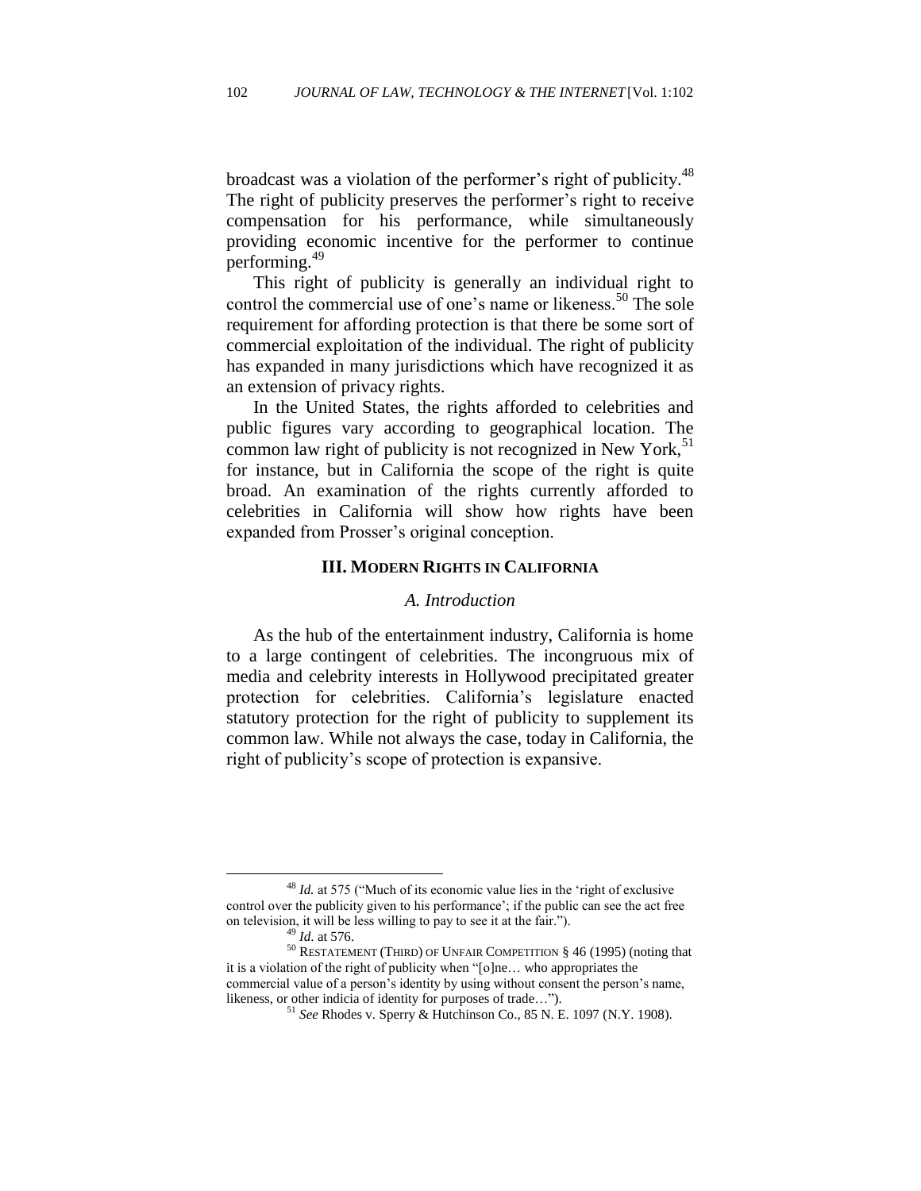broadcast was a violation of the performer's right of publicity.[48] The right of publicity preserves the performer's right to receive compensation for his performance, while simultaneously providing economic incentive for the performer to continue performing.[49]

This right of publicity is generally an individual right to control the commercial use of one's name or likeness.[50] The sole requirement for affording protection is that there be some sort of commercial exploitation of the individual. The right of publicity has expanded in many jurisdictions which have recognized it as an extension of privacy rights.

In the United States, the rights afforded to celebrities and public figures vary according to geographical location. The common law right of publicity is not recognized in New York,[51] for instance, but in California the scope of the right is quite broad. An examination of the rights currently afforded to celebrities in California will show how rights have been expanded from Prosser's original conception.

## III. MODERN RIGHTS IN CALIFORNIA

### *A. Introduction*

As the hub of the entertainment industry, California is home to a large contingent of celebrities. The incongruous mix of media and celebrity interests in Hollywood precipitated greater protection for celebrities. California's legislature enacted statutory protection for the right of publicity to supplement its common law. While not always the case, today in California, the right of publicity's scope of protection is expansive.

---

[48] *Id.* at 575 ("Much of its economic value lies in the 'right of exclusive control over the publicity given to his performance'; if the public can see the act free on television, it will be less willing to pay to see it at the fair.").

[49] *Id*. at 576.

[50] RESTATEMENT (THIRD) OF UNFAIR COMPETITION § 46 (1995) (noting that it is a violation of the right of publicity when "[o]ne… who appropriates the commercial value of a person's identity by using without consent the person's name, likeness, or other indicia of identity for purposes of trade…").

[51] *See* Rhodes v. Sperry & Hutchinson Co., 85 N. E. 1097 (N.Y. 1908).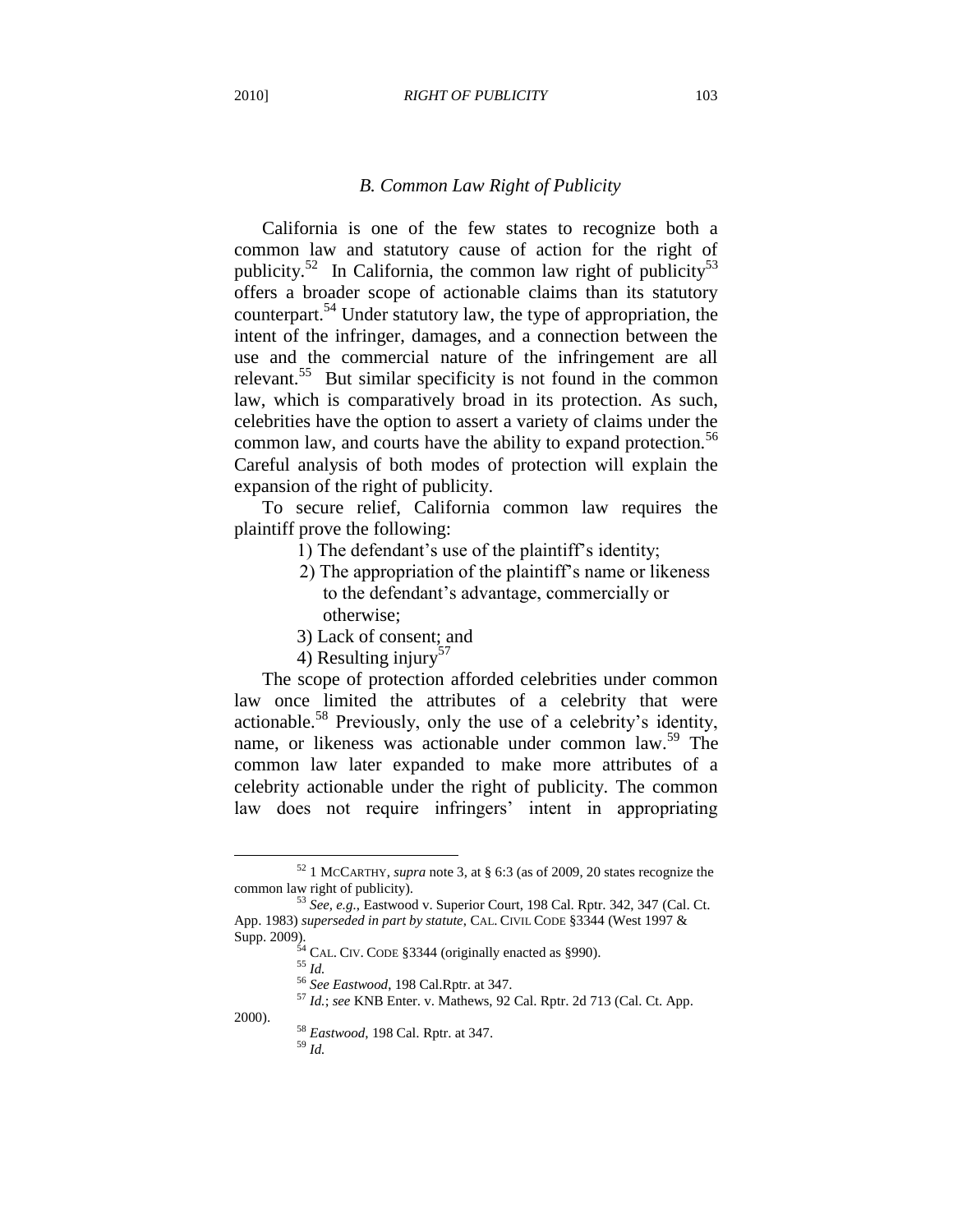### *B. Common Law Right of Publicity*

California is one of the few states to recognize both a common law and statutory cause of action for the right of publicity.[52] In California, the common law right of publicity[53] offers a broader scope of actionable claims than its statutory counterpart.[54] Under statutory law, the type of appropriation, the intent of the infringer, damages, and a connection between the use and the commercial nature of the infringement are all relevant.[55] But similar specificity is not found in the common law, which is comparatively broad in its protection. As such, celebrities have the option to assert a variety of claims under the common law, and courts have the ability to expand protection.[56] Careful analysis of both modes of protection will explain the expansion of the right of publicity.

To secure relief, California common law requires the plaintiff prove the following:

1) The defendant's use of the plaintiff's identity;
2) The appropriation of the plaintiff's name or likeness to the defendant's advantage, commercially or otherwise;
3) Lack of consent; and
4) Resulting injury[57]

The scope of protection afforded celebrities under common law once limited the attributes of a celebrity that were actionable.[58] Previously, only the use of a celebrity's identity, name, or likeness was actionable under common law.[59] The common law later expanded to make more attributes of a celebrity actionable under the right of publicity. The common law does not require infringers' intent in appropriating

---

[52] 1 McCarthy, *supra* note 3, at § 6:3 (as of 2009, 20 states recognize the common law right of publicity).

[53] *See, e.g.*, Eastwood v. Superior Court, 198 Cal. Rptr. 342, 347 (Cal. Ct. App. 1983) *superseded in part by statute*, Cal. Civil Code §3344 (West 1997 & Supp. 2009).

[54] Cal. Civ. Code §3344 (originally enacted as §990).

[55] *Id.*

[56] *See Eastwood*, 198 Cal.Rptr. at 347.

[57] *Id.*; *see* KNB Enter. v. Mathews, 92 Cal. Rptr. 2d 713 (Cal. Ct. App. 2000).

[58] *Eastwood*, 198 Cal. Rptr. at 347.

[59] *Id.*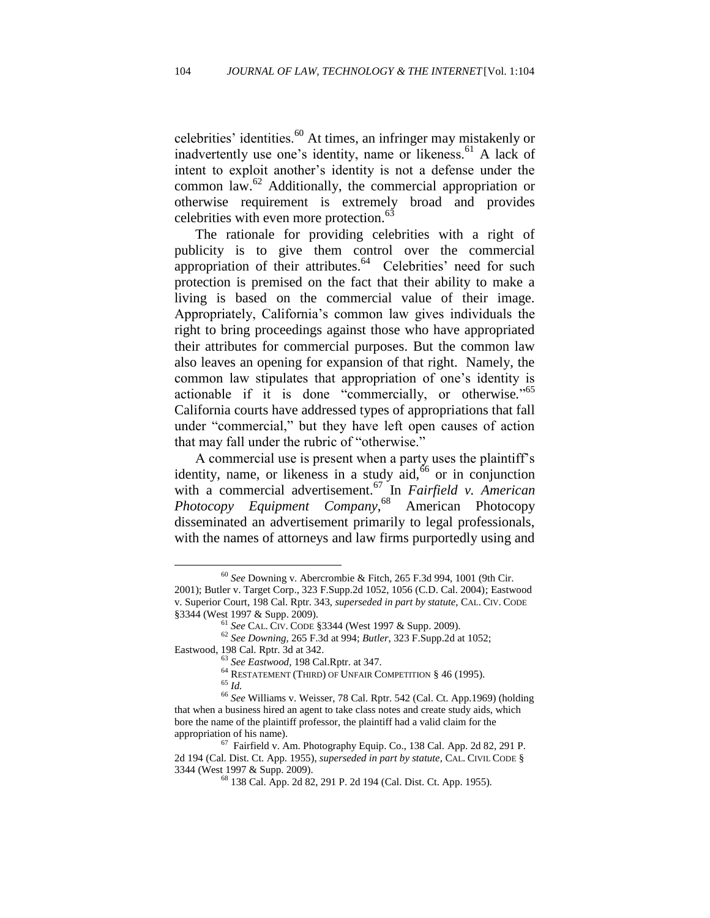celebrities' identities.[60] At times, an infringer may mistakenly or inadvertently use one's identity, name or likeness.[61] A lack of intent to exploit another's identity is not a defense under the common law.[62] Additionally, the commercial appropriation or otherwise requirement is extremely broad and provides celebrities with even more protection.[63]

The rationale for providing celebrities with a right of publicity is to give them control over the commercial appropriation of their attributes.[64] Celebrities' need for such protection is premised on the fact that their ability to make a living is based on the commercial value of their image. Appropriately, California's common law gives individuals the right to bring proceedings against those who have appropriated their attributes for commercial purposes. But the common law also leaves an opening for expansion of that right. Namely, the common law stipulates that appropriation of one's identity is actionable if it is done "commercially, or otherwise."[65] California courts have addressed types of appropriations that fall under "commercial," but they have left open causes of action that may fall under the rubric of "otherwise."

A commercial use is present when a party uses the plaintiff's identity, name, or likeness in a study aid,[66] or in conjunction with a commercial advertisement.[67] In *Fairfield v. American Photocopy Equipment Company*,[68] American Photocopy disseminated an advertisement primarily to legal professionals, with the names of attorneys and law firms purportedly using and

---

[60] *See* Downing v. Abercrombie & Fitch, 265 F.3d 994, 1001 (9th Cir. 2001); Butler v. Target Corp., 323 F.Supp.2d 1052, 1056 (C.D. Cal. 2004); Eastwood v. Superior Court, 198 Cal. Rptr. 343, *superseded in part by statute*, CAL. CIV. CODE §3344 (West 1997 & Supp. 2009).

[61] *See* CAL. CIV. CODE §3344 (West 1997 & Supp. 2009).

[62] *See Downing*, 265 F.3d at 994; *Butler*, 323 F.Supp.2d at 1052; Eastwood, 198 Cal. Rptr. 3d at 342.

[63] *See Eastwood*, 198 Cal.Rptr. at 347.

[64] RESTATEMENT (THIRD) OF UNFAIR COMPETITION § 46 (1995).

[65] *Id.*

[66] *See* Williams v. Weisser, 78 Cal. Rptr. 542 (Cal. Ct. App.1969) (holding that when a business hired an agent to take class notes and create study aids, which bore the name of the plaintiff professor, the plaintiff had a valid claim for the appropriation of his name).

[67] Fairfield v. Am. Photography Equip. Co., 138 Cal. App. 2d 82, 291 P. 2d 194 (Cal. Dist. Ct. App. 1955), *superseded in part by statute*, CAL. CIVIL CODE § 3344 (West 1997 & Supp. 2009).

[68] 138 Cal. App. 2d 82, 291 P. 2d 194 (Cal. Dist. Ct. App. 1955).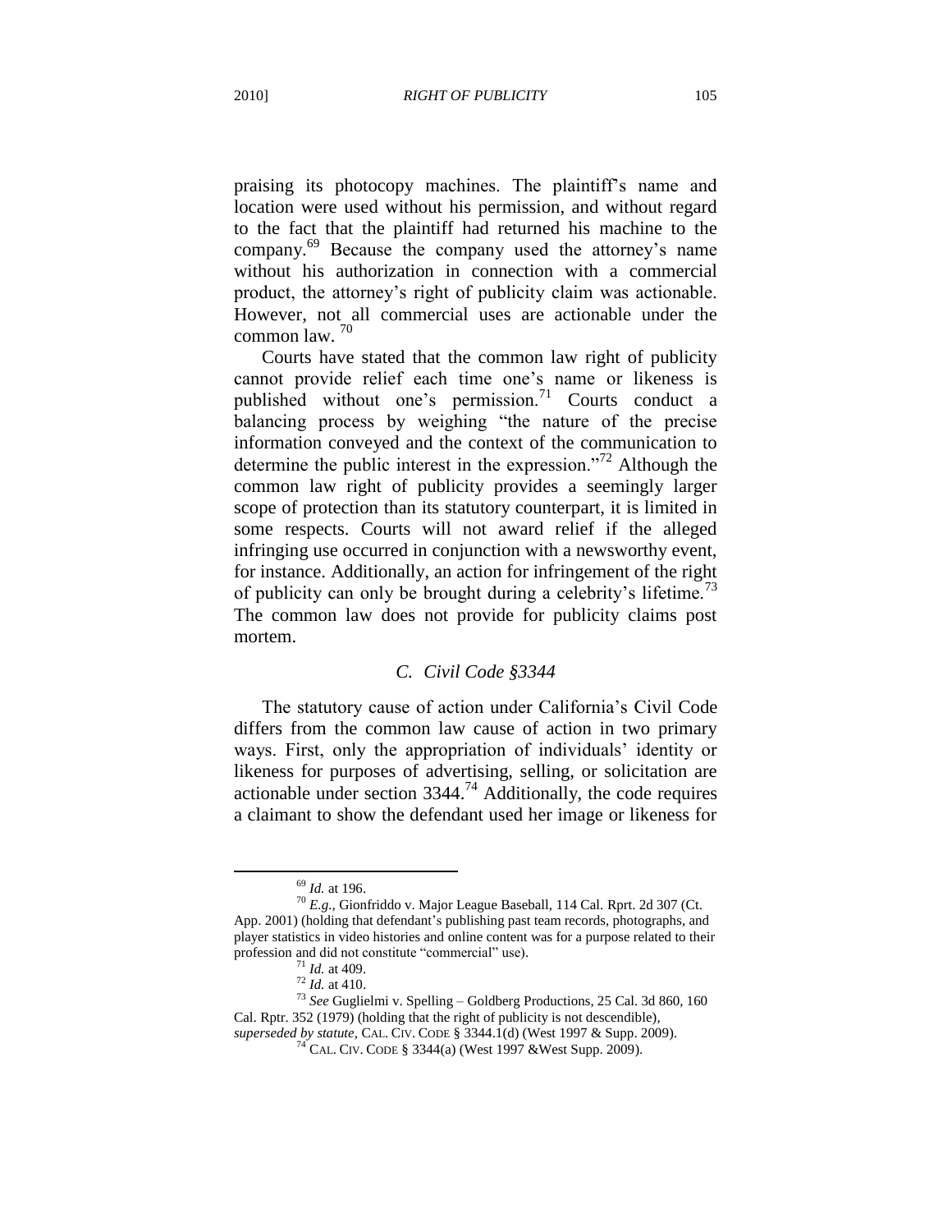praising its photocopy machines. The plaintiff's name and location were used without his permission, and without regard to the fact that the plaintiff had returned his machine to the company.[69] Because the company used the attorney's name without his authorization in connection with a commercial product, the attorney's right of publicity claim was actionable. However, not all commercial uses are actionable under the common law. [70]

Courts have stated that the common law right of publicity cannot provide relief each time one's name or likeness is published without one's permission.[71] Courts conduct a balancing process by weighing "the nature of the precise information conveyed and the context of the communication to determine the public interest in the expression."[72] Although the common law right of publicity provides a seemingly larger scope of protection than its statutory counterpart, it is limited in some respects. Courts will not award relief if the alleged infringing use occurred in conjunction with a newsworthy event, for instance. Additionally, an action for infringement of the right of publicity can only be brought during a celebrity's lifetime.[73] The common law does not provide for publicity claims post mortem.

### *C. Civil Code §3344*

The statutory cause of action under California's Civil Code differs from the common law cause of action in two primary ways. First, only the appropriation of individuals' identity or likeness for purposes of advertising, selling, or solicitation are actionable under section 3344.[74] Additionally, the code requires a claimant to show the defendant used her image or likeness for

---

[69] *Id.* at 196.

[70] *E.g.*, Gionfriddo v. Major League Baseball, 114 Cal. Rprt. 2d 307 (Ct. App. 2001) (holding that defendant's publishing past team records, photographs, and player statistics in video histories and online content was for a purpose related to their profession and did not constitute "commercial" use).

[71] *Id.* at 409.

[72] *Id.* at 410.

[73] *See* Guglielmi v. Spelling – Goldberg Productions, 25 Cal. 3d 860, 160 Cal. Rptr. 352 (1979) (holding that the right of publicity is not descendible), *superseded by statute*, CAL. CIV. CODE § 3344.1(d) (West 1997 & Supp. 2009).

[74] CAL. CIV. CODE § 3344(a) (West 1997 &West Supp. 2009).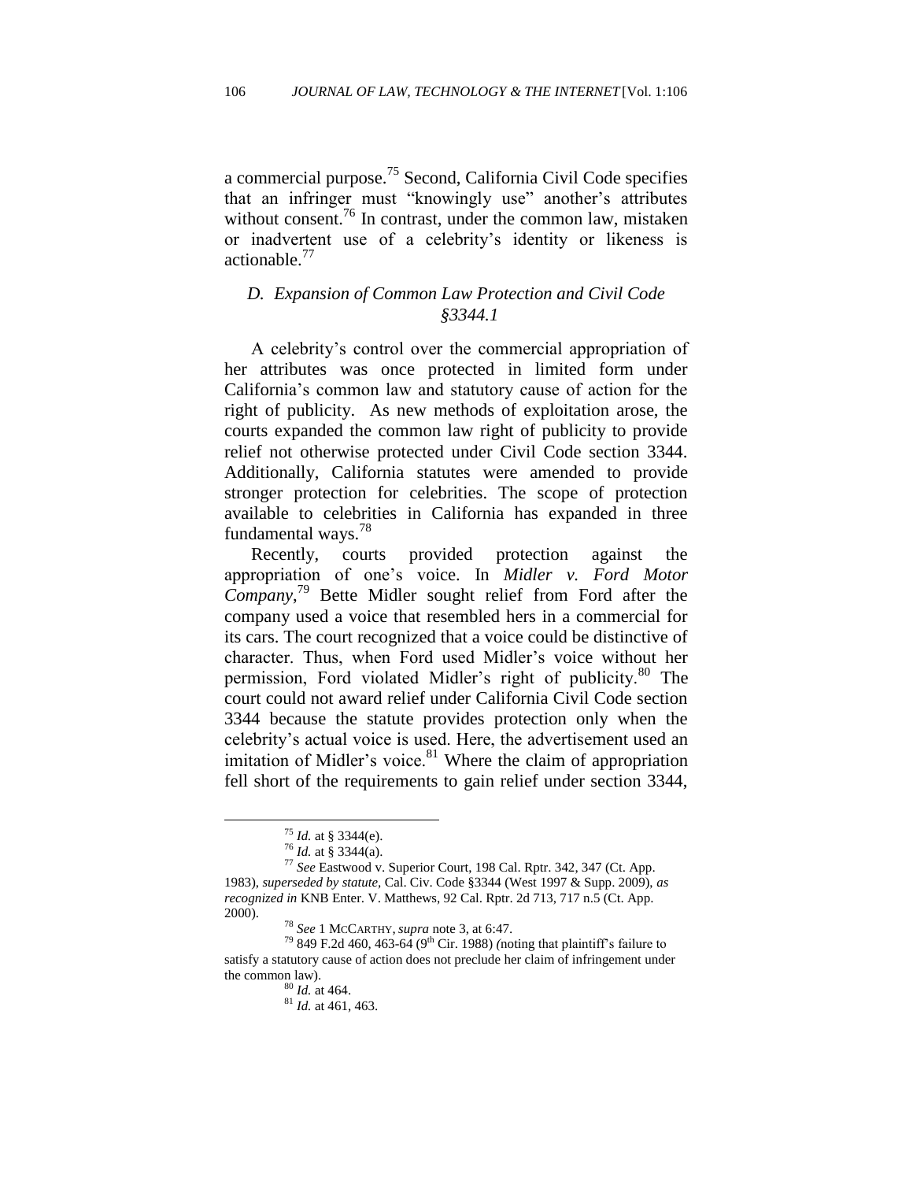a commercial purpose.[75] Second, California Civil Code specifies that an infringer must "knowingly use" another's attributes without consent.[76] In contrast, under the common law, mistaken or inadvertent use of a celebrity's identity or likeness is actionable.[77]

### *D. Expansion of Common Law Protection and Civil Code §3344.1*

A celebrity's control over the commercial appropriation of her attributes was once protected in limited form under California's common law and statutory cause of action for the right of publicity. As new methods of exploitation arose, the courts expanded the common law right of publicity to provide relief not otherwise protected under Civil Code section 3344. Additionally, California statutes were amended to provide stronger protection for celebrities. The scope of protection available to celebrities in California has expanded in three fundamental ways.[78]

Recently, courts provided protection against the appropriation of one's voice. In *Midler v. Ford Motor Company*,[79] Bette Midler sought relief from Ford after the company used a voice that resembled hers in a commercial for its cars. The court recognized that a voice could be distinctive of character. Thus, when Ford used Midler's voice without her permission, Ford violated Midler's right of publicity.[80] The court could not award relief under California Civil Code section 3344 because the statute provides protection only when the celebrity's actual voice is used. Here, the advertisement used an imitation of Midler's voice.[81] Where the claim of appropriation fell short of the requirements to gain relief under section 3344,

---

[75] *Id.* at § 3344(e).

[76] *Id.* at § 3344(a).

[77] *See* Eastwood v. Superior Court, 198 Cal. Rptr. 342, 347 (Ct. App. 1983), *superseded by statute,* Cal. Civ. Code §3344 (West 1997 & Supp. 2009), *as recognized in* KNB Enter. V. Matthews, 92 Cal. Rptr. 2d 713, 717 n.5 (Ct. App. 2000).

[78] *See* 1 McCarthy, *supra* note 3, at 6:47.

[79] 849 F.2d 460, 463-64 (9th Cir. 1988) (noting that plaintiff's failure to satisfy a statutory cause of action does not preclude her claim of infringement under the common law).

[80] *Id.* at 464.

[81] *Id.* at 461, 463.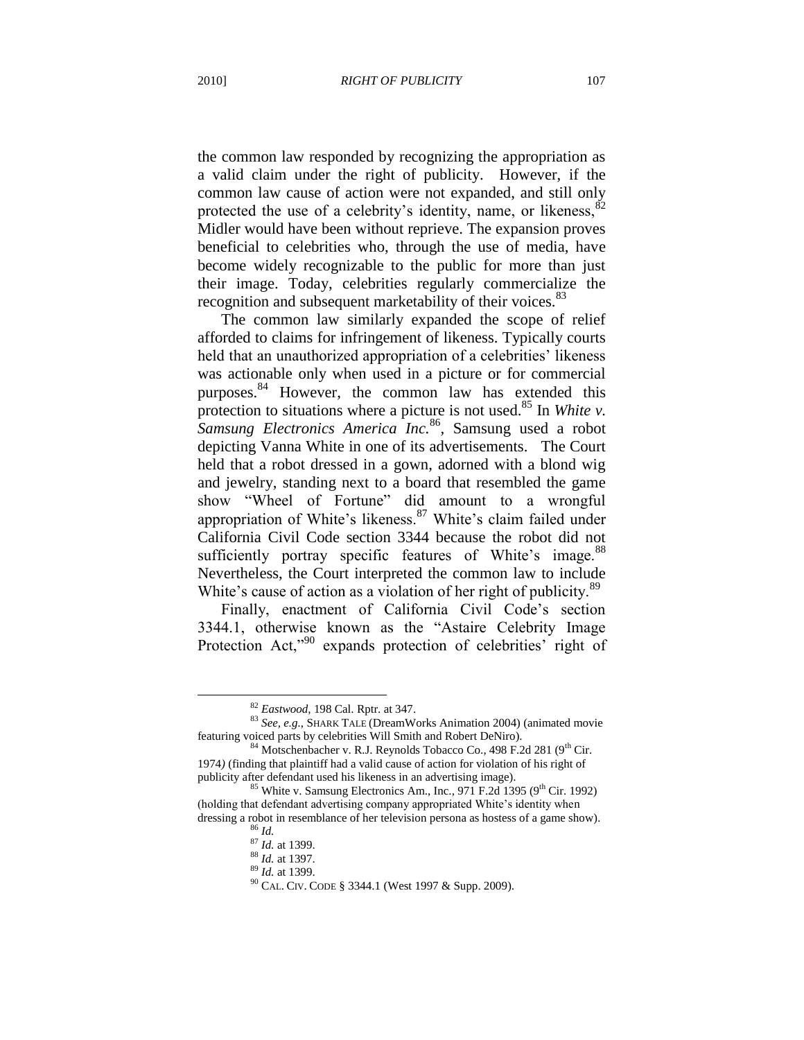the common law responded by recognizing the appropriation as a valid claim under the right of publicity. However, if the common law cause of action were not expanded, and still only protected the use of a celebrity's identity, name, or likeness,[82] Midler would have been without reprieve. The expansion proves beneficial to celebrities who, through the use of media, have become widely recognizable to the public for more than just their image. Today, celebrities regularly commercialize the recognition and subsequent marketability of their voices.[83]

The common law similarly expanded the scope of relief afforded to claims for infringement of likeness. Typically courts held that an unauthorized appropriation of a celebrities' likeness was actionable only when used in a picture or for commercial purposes.[84] However, the common law has extended this protection to situations where a picture is not used.[85] In *White v. Samsung Electronics America Inc.*[86], Samsung used a robot depicting Vanna White in one of its advertisements. The Court held that a robot dressed in a gown, adorned with a blond wig and jewelry, standing next to a board that resembled the game show "Wheel of Fortune" did amount to a wrongful appropriation of White's likeness.[87] White's claim failed under California Civil Code section 3344 because the robot did not sufficiently portray specific features of White's image.[88] Nevertheless, the Court interpreted the common law to include White's cause of action as a violation of her right of publicity.[89]

Finally, enactment of California Civil Code's section 3344.1, otherwise known as the "Astaire Celebrity Image Protection Act,"[90] expands protection of celebrities' right of

---

[82] *Eastwood*, 198 Cal. Rptr. at 347.

[83] *See, e.g.*, SHARK TALE (DreamWorks Animation 2004) (animated movie featuring voiced parts by celebrities Will Smith and Robert DeNiro).

[84] Motschenbacher v. R.J. Reynolds Tobacco Co., 498 F.2d 281 (9th Cir. 1974) (finding that plaintiff had a valid cause of action for violation of his right of publicity after defendant used his likeness in an advertising image).

[85] White v. Samsung Electronics Am., Inc., 971 F.2d 1395 (9th Cir. 1992) (holding that defendant advertising company appropriated White's identity when dressing a robot in resemblance of her television persona as hostess of a game show).

[86] *Id.*

[87] *Id.* at 1399.

[88] *Id.* at 1397.

[89] *Id.* at 1399.

[90] CAL. CIV. CODE § 3344.1 (West 1997 & Supp. 2009).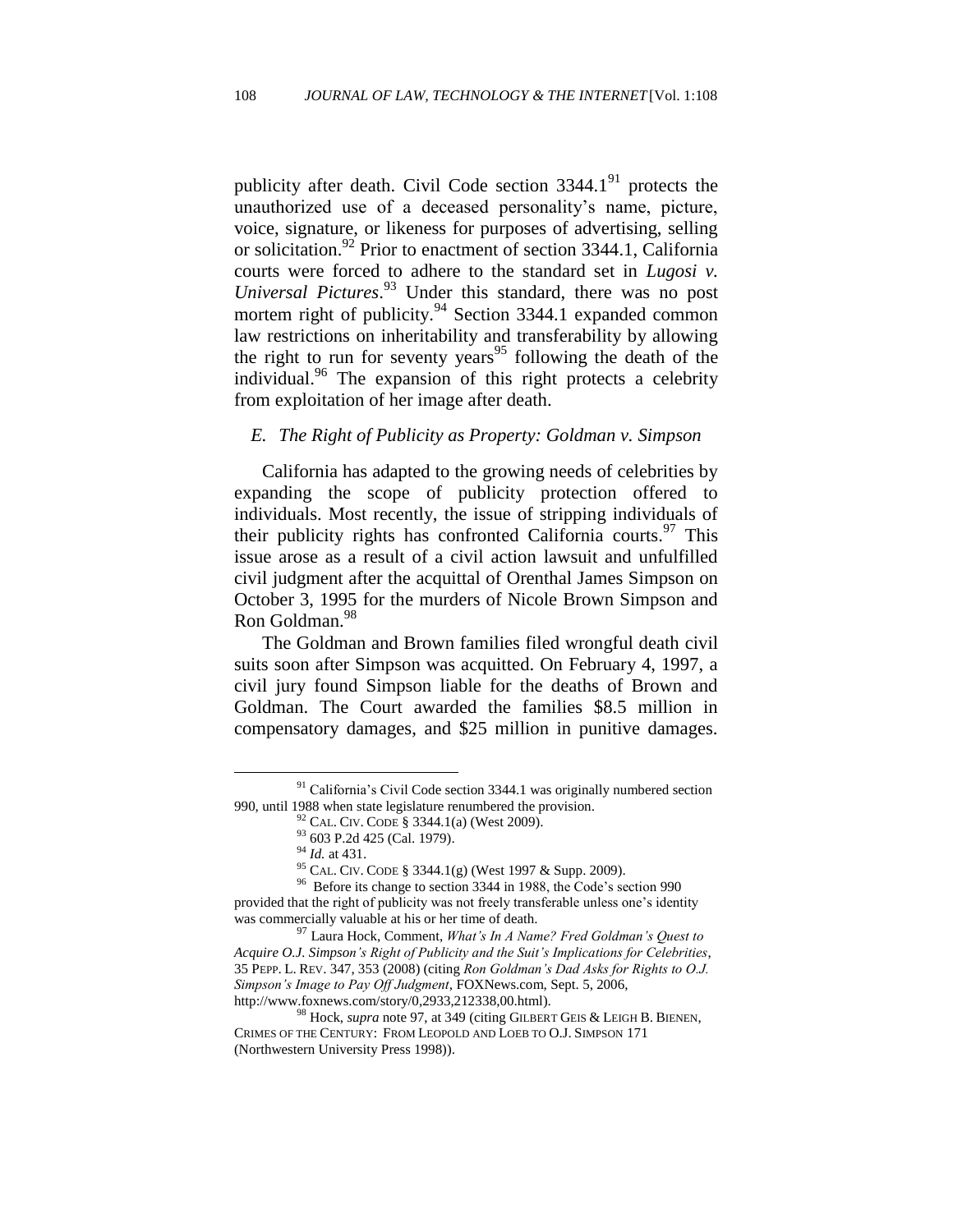publicity after death. Civil Code section 3344.1[91] protects the unauthorized use of a deceased personality's name, picture, voice, signature, or likeness for purposes of advertising, selling or solicitation.[92] Prior to enactment of section 3344.1, California courts were forced to adhere to the standard set in *Lugosi v. Universal Pictures*.[93] Under this standard, there was no post mortem right of publicity.[94] Section 3344.1 expanded common law restrictions on inheritability and transferability by allowing the right to run for seventy years[95] following the death of the individual.[96] The expansion of this right protects a celebrity from exploitation of her image after death.

### *E. The Right of Publicity as Property: Goldman v. Simpson*

California has adapted to the growing needs of celebrities by expanding the scope of publicity protection offered to individuals. Most recently, the issue of stripping individuals of their publicity rights has confronted California courts.[97] This issue arose as a result of a civil action lawsuit and unfulfilled civil judgment after the acquittal of Orenthal James Simpson on October 3, 1995 for the murders of Nicole Brown Simpson and Ron Goldman.[98]

The Goldman and Brown families filed wrongful death civil suits soon after Simpson was acquitted. On February 4, 1997, a civil jury found Simpson liable for the deaths of Brown and Goldman. The Court awarded the families \$8.5 million in compensatory damages, and \$25 million in punitive damages.

---

[91] California's Civil Code section 3344.1 was originally numbered section 990, until 1988 when state legislature renumbered the provision.

[92] CAL. CIV. CODE § 3344.1(a) (West 2009).

[93] 603 P.2d 425 (Cal. 1979).

[94] *Id.* at 431.

[95] CAL. CIV. CODE § 3344.1(g) (West 1997 & Supp. 2009).

[96] Before its change to section 3344 in 1988, the Code's section 990 provided that the right of publicity was not freely transferable unless one's identity was commercially valuable at his or her time of death.

[97] Laura Hock, Comment, *What's In A Name? Fred Goldman's Quest to Acquire O.J. Simpson's Right of Publicity and the Suit's Implications for Celebrities*, 35 PEPP. L. REV. 347, 353 (2008) (citing *Ron Goldman's Dad Asks for Rights to O.J. Simpson's Image to Pay Off Judgment*, FOXNews.com, Sept. 5, 2006, http://www.foxnews.com/story/0,2933,212338,00.html).

[98] Hock, *supra* note 97, at 349 (citing GILBERT GEIS & LEIGH B. BIENEN, CRIMES OF THE CENTURY: FROM LEOPOLD AND LOEB TO O.J. SIMPSON 171 (Northwestern University Press 1998)).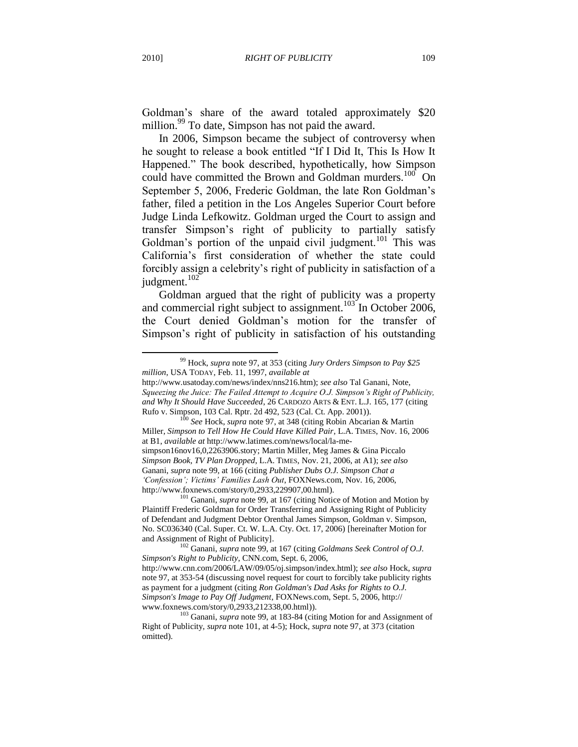Goldman's share of the award totaled approximately $20 million.[99] To date, Simpson has not paid the award.

In 2006, Simpson became the subject of controversy when he sought to release a book entitled "If I Did It, This Is How It Happened." The book described, hypothetically, how Simpson could have committed the Brown and Goldman murders.[100] On September 5, 2006, Frederic Goldman, the late Ron Goldman's father, filed a petition in the Los Angeles Superior Court before Judge Linda Lefkowitz. Goldman urged the Court to assign and transfer Simpson's right of publicity to partially satisfy Goldman's portion of the unpaid civil judgment.[101] This was California's first consideration of whether the state could forcibly assign a celebrity's right of publicity in satisfaction of a judgment.[102]

Goldman argued that the right of publicity was a property and commercial right subject to assignment.[103] In October 2006, the Court denied Goldman's motion for the transfer of Simpson's right of publicity in satisfaction of his outstanding

---

[99] Hock, *supra* note 97, at 353 (citing *Jury Orders Simpson to Pay $25 million*, USA TODAY, Feb. 11, 1997, *available at* http://www.usatoday.com/news/index/nns216.htm); *see also* Tal Ganani, Note, *Squeezing the Juice: The Failed Attempt to Acquire O.J. Simpson's Right of Publicity, and Why It Should Have Succeeded*, 26 CARDOZO ARTS & ENT. L.J. 165, 177 (citing Rufo v. Simpson, 103 Cal. Rptr. 2d 492, 523 (Cal. Ct. App. 2001)).

[100] *See* Hock, *supra* note 97, at 348 (citing Robin Abcarian & Martin Miller, *Simpson to Tell How He Could Have Killed Pair*, L.A. TIMES, Nov. 16, 2006 at B1, *available at* http://www.latimes.com/news/local/la-me-simpson16nov16,0,2263906.story; Martin Miller, Meg James & Gina Piccalo *Simpson Book, TV Plan Dropped*, L.A. TIMES, Nov. 21, 2006, at A1); *see also* Ganani, *supra* note 99, at 166 (citing *Publisher Dubs O.J. Simpson Chat a 'Confession'; Victims' Families Lash Out*, FOXNews.com, Nov. 16, 2006, http://www.foxnews.com/story/0,2933,229907,00.html).

[101] Ganani, *supra* note 99, at 167 (citing Notice of Motion and Motion by Plaintiff Frederic Goldman for Order Transferring and Assigning Right of Publicity of Defendant and Judgment Debtor Orenthal James Simpson, Goldman v. Simpson, No. SC036340 (Cal. Super. Ct. W. L.A. Cty. Oct. 17, 2006) [hereinafter Motion for and Assignment of Right of Publicity].

[102] Ganani, *supra* note 99, at 167 (citing *Goldmans Seek Control of O.J. Simpson's Right to Publicity*, CNN.com, Sept. 6, 2006, http://www.cnn.com/2006/LAW/09/05/oj.simpson/index.html); *see also* Hock, *supra* note 97, at 353-54 (discussing novel request for court to forcibly take publicity rights as payment for a judgment (citing *Ron Goldman's Dad Asks for Rights to O.J. Simpson's Image to Pay Off Judgment*, FOXNews.com, Sept. 5, 2006, http:// www.foxnews.com/story/0,2933,212338,00.html)).

[103] Ganani, *supra* note 99, at 183-84 (citing Motion for and Assignment of Right of Publicity, *supra* note 101, at 4-5); Hock, *supra* note 97, at 373 (citation omitted).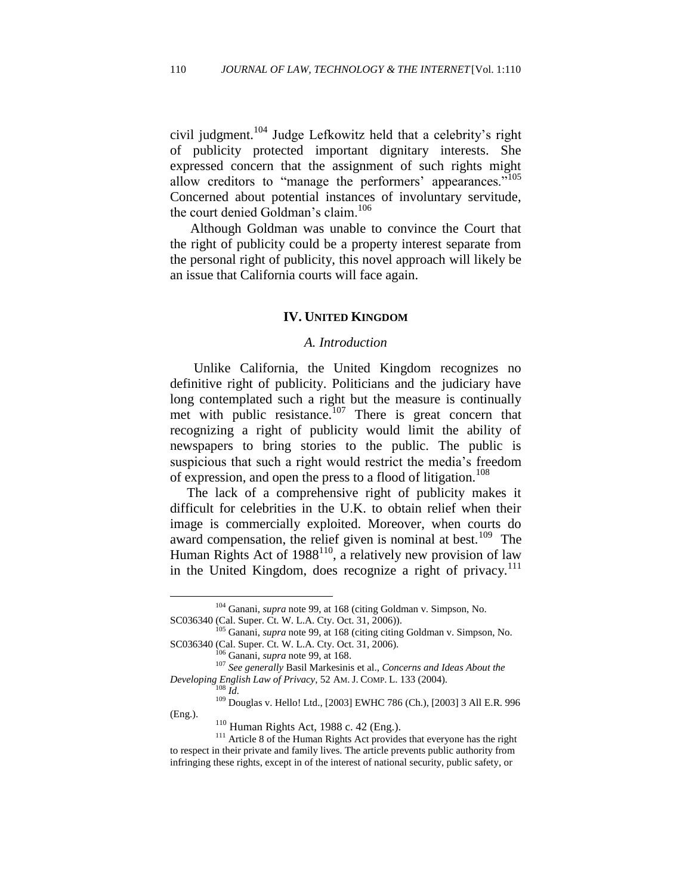civil judgment.[104] Judge Lefkowitz held that a celebrity's right of publicity protected important dignitary interests. She expressed concern that the assignment of such rights might allow creditors to "manage the performers' appearances."[105] Concerned about potential instances of involuntary servitude, the court denied Goldman's claim.[106]

Although Goldman was unable to convince the Court that the right of publicity could be a property interest separate from the personal right of publicity, this novel approach will likely be an issue that California courts will face again.

## IV. UNITED KINGDOM

### *A. Introduction*

Unlike California, the United Kingdom recognizes no definitive right of publicity. Politicians and the judiciary have long contemplated such a right but the measure is continually met with public resistance.[107] There is great concern that recognizing a right of publicity would limit the ability of newspapers to bring stories to the public. The public is suspicious that such a right would restrict the media's freedom of expression, and open the press to a flood of litigation.[108]

The lack of a comprehensive right of publicity makes it difficult for celebrities in the U.K. to obtain relief when their image is commercially exploited. Moreover, when courts do award compensation, the relief given is nominal at best.[109] The Human Rights Act of 1988[110], a relatively new provision of law in the United Kingdom, does recognize a right of privacy.[111]

---

[104] Ganani, *supra* note 99, at 168 (citing Goldman v. Simpson, No. SC036340 (Cal. Super. Ct. W. L.A. Cty. Oct. 31, 2006)).

[105] Ganani, *supra* note 99, at 168 (citing citing Goldman v. Simpson, No. SC036340 (Cal. Super. Ct. W. L.A. Cty. Oct. 31, 2006).

[106] Ganani, *supra* note 99, at 168.

[107] *See generally* Basil Markesinis et al., *Concerns and Ideas About the Developing English Law of Privacy*, 52 AM. J. COMP. L. 133 (2004).

[108] *Id.*

[109] Douglas v. Hello! Ltd., [2003] EWHC 786 (Ch.), [2003] 3 All E.R. 996 (Eng.).

[110] Human Rights Act, 1988 c. 42 (Eng.).

[111] Article 8 of the Human Rights Act provides that everyone has the right to respect in their private and family lives. The article prevents public authority from infringing these rights, except in of the interest of national security, public safety, or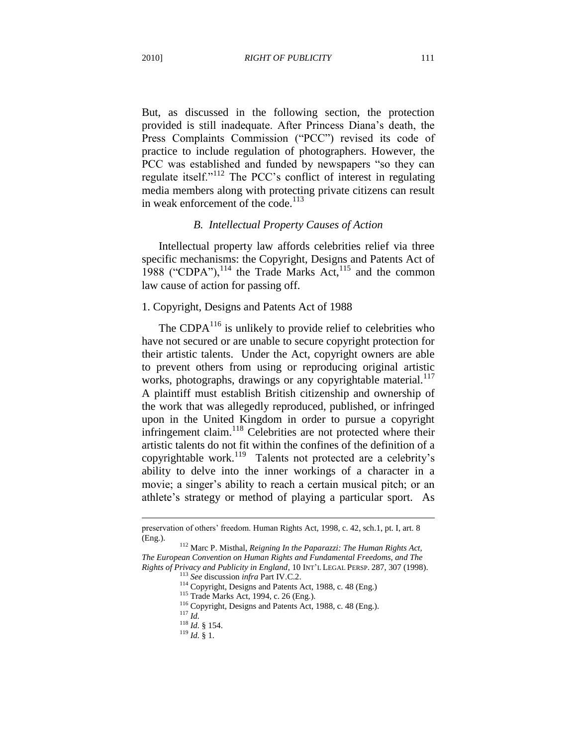But, as discussed in the following section, the protection provided is still inadequate. After Princess Diana's death, the Press Complaints Commission ("PCC") revised its code of practice to include regulation of photographers. However, the PCC was established and funded by newspapers "so they can regulate itself."[112] The PCC's conflict of interest in regulating media members along with protecting private citizens can result in weak enforcement of the code.[113]

### *B. Intellectual Property Causes of Action*

Intellectual property law affords celebrities relief via three specific mechanisms: the Copyright, Designs and Patents Act of 1988 ("CDPA"),[114] the Trade Marks Act,[115] and the common law cause of action for passing off.

#### 1. Copyright, Designs and Patents Act of 1988

The CDPA[116] is unlikely to provide relief to celebrities who have not secured or are unable to secure copyright protection for their artistic talents. Under the Act, copyright owners are able to prevent others from using or reproducing original artistic works, photographs, drawings or any copyrightable material.[117] A plaintiff must establish British citizenship and ownership of the work that was allegedly reproduced, published, or infringed upon in the United Kingdom in order to pursue a copyright infringement claim.[118] Celebrities are not protected where their artistic talents do not fit within the confines of the definition of a copyrightable work.[119] Talents not protected are a celebrity's ability to delve into the inner workings of a character in a movie; a singer's ability to reach a certain musical pitch; or an athlete's strategy or method of playing a particular sport. As

---

preservation of others' freedom. Human Rights Act, 1998, c. 42, sch.1, pt. I, art. 8 (Eng.).

[112] Marc P. Misthal, *Reigning In the Paparazzi: The Human Rights Act, The European Convention on Human Rights and Fundamental Freedoms, and The Rights of Privacy and Publicity in England*, 10 INT'L LEGAL PERSP. 287, 307 (1998).

[113] *See* discussion *infra* Part IV.C.2.

[114] Copyright, Designs and Patents Act, 1988, c. 48 (Eng.)

[115] Trade Marks Act, 1994, c. 26 (Eng.).

[116] Copyright, Designs and Patents Act, 1988, c. 48 (Eng.).

[117] *Id.*

[118] *Id.* § 154.

[119] *Id.* § 1.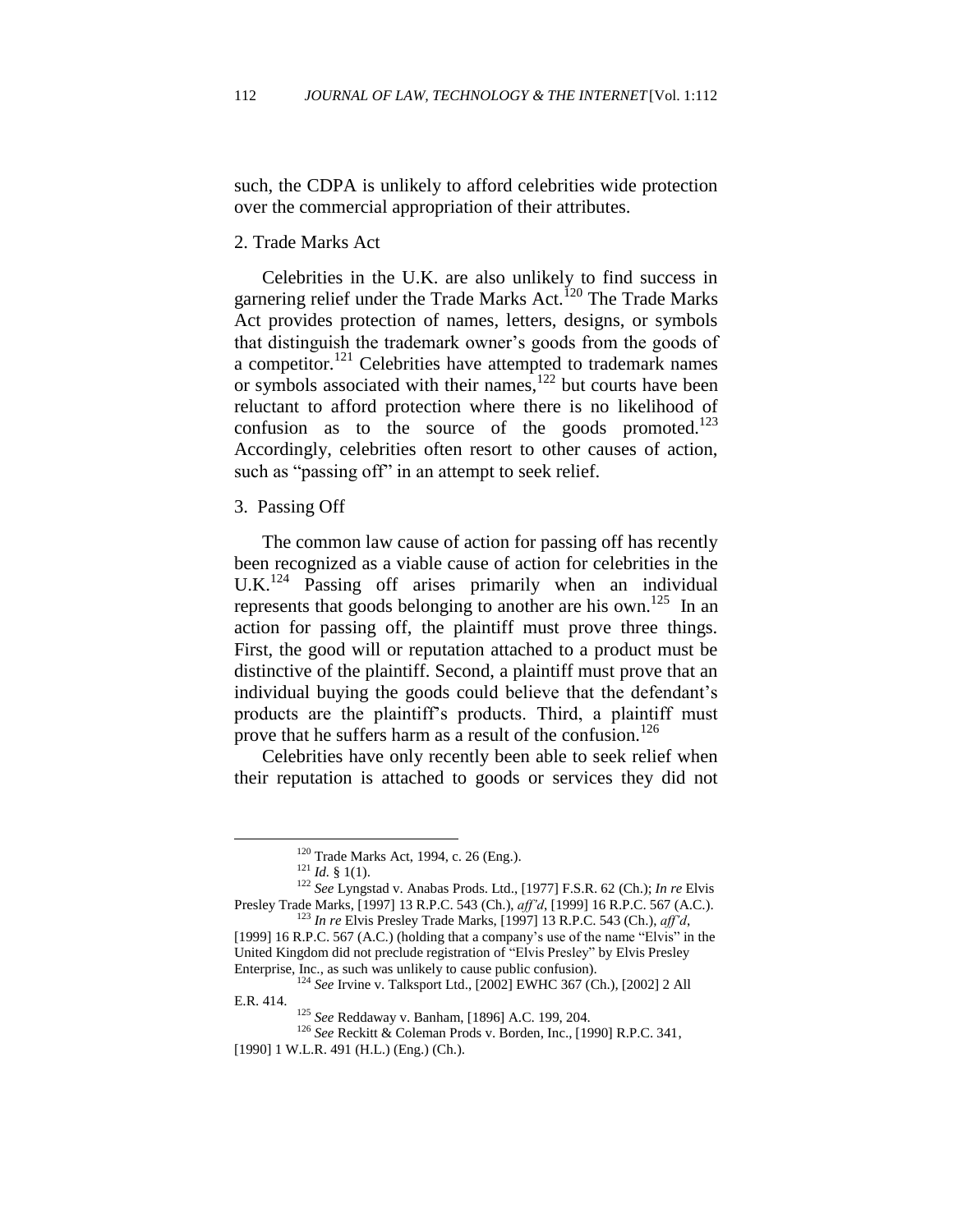such, the CDPA is unlikely to afford celebrities wide protection over the commercial appropriation of their attributes.

### 2. Trade Marks Act

Celebrities in the U.K. are also unlikely to find success in garnering relief under the Trade Marks Act.[120] The Trade Marks Act provides protection of names, letters, designs, or symbols that distinguish the trademark owner's goods from the goods of a competitor.[121] Celebrities have attempted to trademark names or symbols associated with their names,[122] but courts have been reluctant to afford protection where there is no likelihood of confusion as to the source of the goods promoted.[123] Accordingly, celebrities often resort to other causes of action, such as "passing off" in an attempt to seek relief.

### 3. Passing Off

The common law cause of action for passing off has recently been recognized as a viable cause of action for celebrities in the U.K.[124] Passing off arises primarily when an individual represents that goods belonging to another are his own.[125] In an action for passing off, the plaintiff must prove three things. First, the good will or reputation attached to a product must be distinctive of the plaintiff. Second, a plaintiff must prove that an individual buying the goods could believe that the defendant's products are the plaintiff's products. Third, a plaintiff must prove that he suffers harm as a result of the confusion.[126]

Celebrities have only recently been able to seek relief when their reputation is attached to goods or services they did not

---

[120] Trade Marks Act, 1994, c. 26 (Eng.).

[121] *Id.* § 1(1).

[122] *See* Lyngstad v. Anabas Prods. Ltd., [1977] F.S.R. 62 (Ch.); *In re* Elvis Presley Trade Marks, [1997] 13 R.P.C. 543 (Ch.), *aff'd*, [1999] 16 R.P.C. 567 (A.C.).

[123] *In re* Elvis Presley Trade Marks, [1997] 13 R.P.C. 543 (Ch.), *aff'd*, [1999] 16 R.P.C. 567 (A.C.) (holding that a company's use of the name "Elvis" in the United Kingdom did not preclude registration of "Elvis Presley" by Elvis Presley Enterprise, Inc., as such was unlikely to cause public confusion).

[124] *See* Irvine v. Talksport Ltd., [2002] EWHC 367 (Ch.), [2002] 2 All E.R. 414.

[125] *See* Reddaway v. Banham, [1896] A.C. 199, 204.

[126] *See* Reckitt & Coleman Prods v. Borden, Inc., [1990] R.P.C. 341, [1990] 1 W.L.R. 491 (H.L.) (Eng.) (Ch.).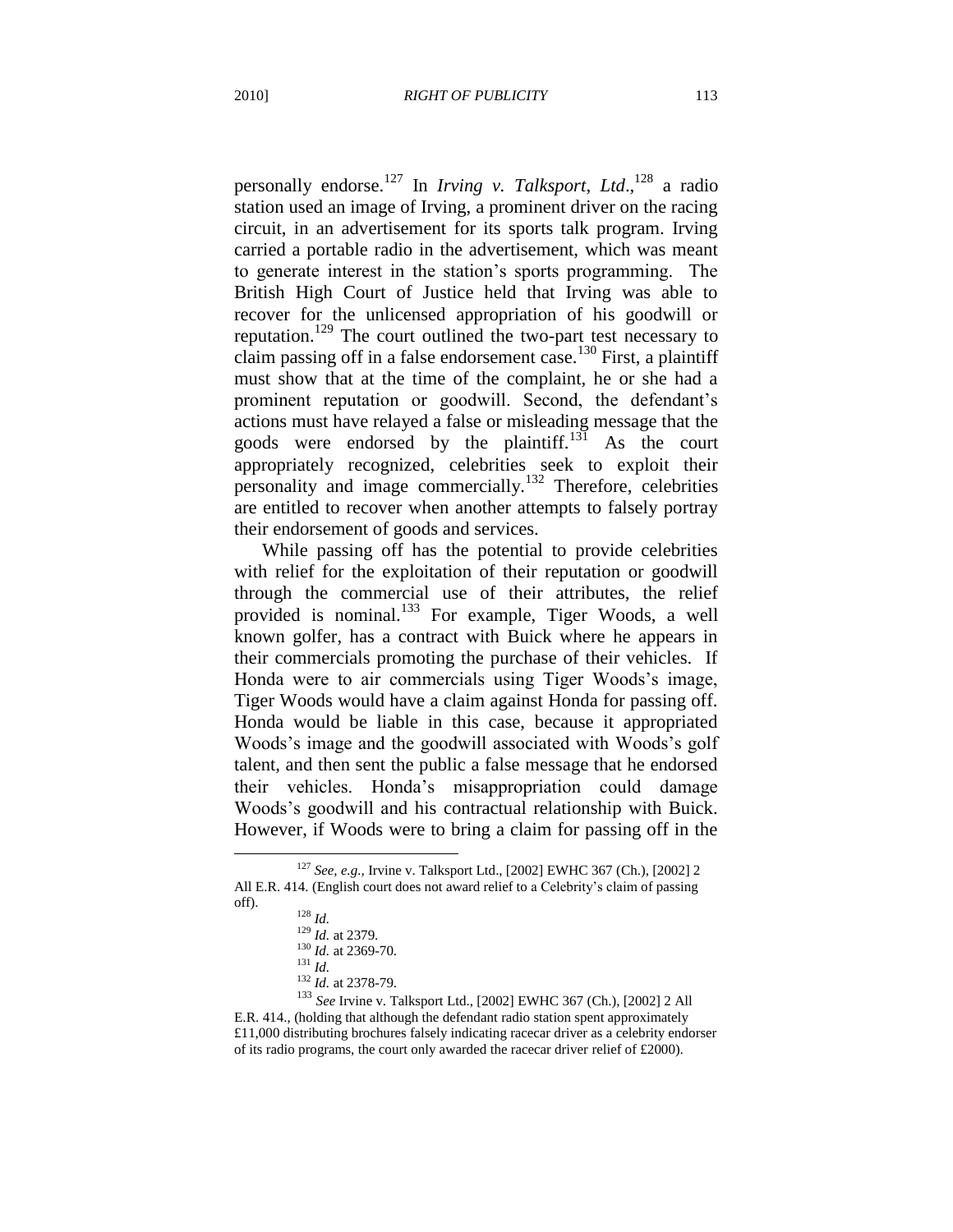personally endorse.[127] In *Irving v. Talksport*, *Ltd*.,[128] a radio station used an image of Irving, a prominent driver on the racing circuit, in an advertisement for its sports talk program. Irving carried a portable radio in the advertisement, which was meant to generate interest in the station's sports programming. The British High Court of Justice held that Irving was able to recover for the unlicensed appropriation of his goodwill or reputation.[129] The court outlined the two-part test necessary to claim passing off in a false endorsement case.[130] First, a plaintiff must show that at the time of the complaint, he or she had a prominent reputation or goodwill. Second, the defendant's actions must have relayed a false or misleading message that the goods were endorsed by the plaintiff.[131] As the court appropriately recognized, celebrities seek to exploit their personality and image commercially.[132] Therefore, celebrities are entitled to recover when another attempts to falsely portray their endorsement of goods and services.

While passing off has the potential to provide celebrities with relief for the exploitation of their reputation or goodwill through the commercial use of their attributes, the relief provided is nominal.[133] For example, Tiger Woods, a well known golfer, has a contract with Buick where he appears in their commercials promoting the purchase of their vehicles. If Honda were to air commercials using Tiger Woods's image, Tiger Woods would have a claim against Honda for passing off. Honda would be liable in this case, because it appropriated Woods's image and the goodwill associated with Woods's golf talent, and then sent the public a false message that he endorsed their vehicles. Honda's misappropriation could damage Woods's goodwill and his contractual relationship with Buick. However, if Woods were to bring a claim for passing off in the

---

[127] *See, e.g.,* Irvine v. Talksport Ltd., [2002] EWHC 367 (Ch.), [2002] 2 All E.R. 414. (English court does not award relief to a Celebrity's claim of passing off).

[128] *Id.*

[129] *Id.* at 2379.

[130] *Id.* at 2369-70.

[131] *Id.*

[132] *Id.* at 2378-79.

[133] *See* Irvine v. Talksport Ltd., [2002] EWHC 367 (Ch.), [2002] 2 All E.R. 414., (holding that although the defendant radio station spent approximately £11,000 distributing brochures falsely indicating racecar driver as a celebrity endorser of its radio programs, the court only awarded the racecar driver relief of £2000).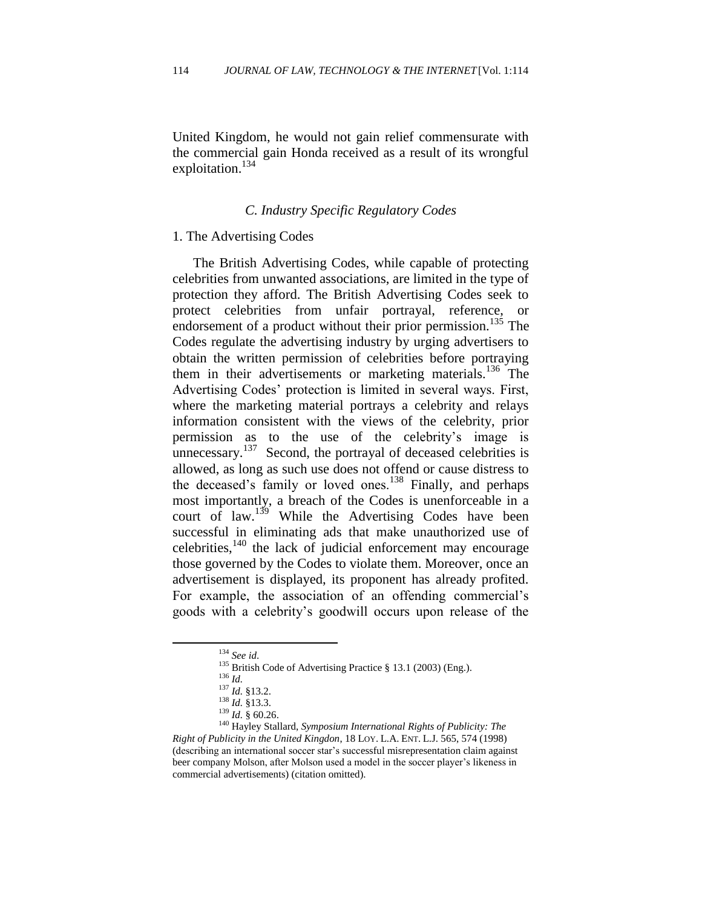United Kingdom, he would not gain relief commensurate with the commercial gain Honda received as a result of its wrongful exploitation.[134]

### *C. Industry Specific Regulatory Codes*

#### 1. The Advertising Codes

The British Advertising Codes, while capable of protecting celebrities from unwanted associations, are limited in the type of protection they afford. The British Advertising Codes seek to protect celebrities from unfair portrayal, reference, or endorsement of a product without their prior permission.[135] The Codes regulate the advertising industry by urging advertisers to obtain the written permission of celebrities before portraying them in their advertisements or marketing materials.[136] The Advertising Codes' protection is limited in several ways. First, where the marketing material portrays a celebrity and relays information consistent with the views of the celebrity, prior permission as to the use of the celebrity's image is unnecessary.[137] Second, the portrayal of deceased celebrities is allowed, as long as such use does not offend or cause distress to the deceased's family or loved ones.[138] Finally, and perhaps most importantly, a breach of the Codes is unenforceable in a court of law.[139] While the Advertising Codes have been successful in eliminating ads that make unauthorized use of celebrities,[140] the lack of judicial enforcement may encourage those governed by the Codes to violate them. Moreover, once an advertisement is displayed, its proponent has already profited. For example, the association of an offending commercial's goods with a celebrity's goodwill occurs upon release of the

---

[134] *See id*.

[135] British Code of Advertising Practice § 13.1 (2003) (Eng.).

[136] *Id.*

[137] *Id.* §13.2.

[138] *Id.* §13.3.

[139] *Id.* § 60.26.

[140] Hayley Stallard, *Symposium International Rights of Publicity: The Right of Publicity in the United Kingdon*, 18 LOY. L.A. ENT. L.J. 565, 574 (1998) (describing an international soccer star's successful misrepresentation claim against beer company Molson, after Molson used a model in the soccer player's likeness in commercial advertisements) (citation omitted).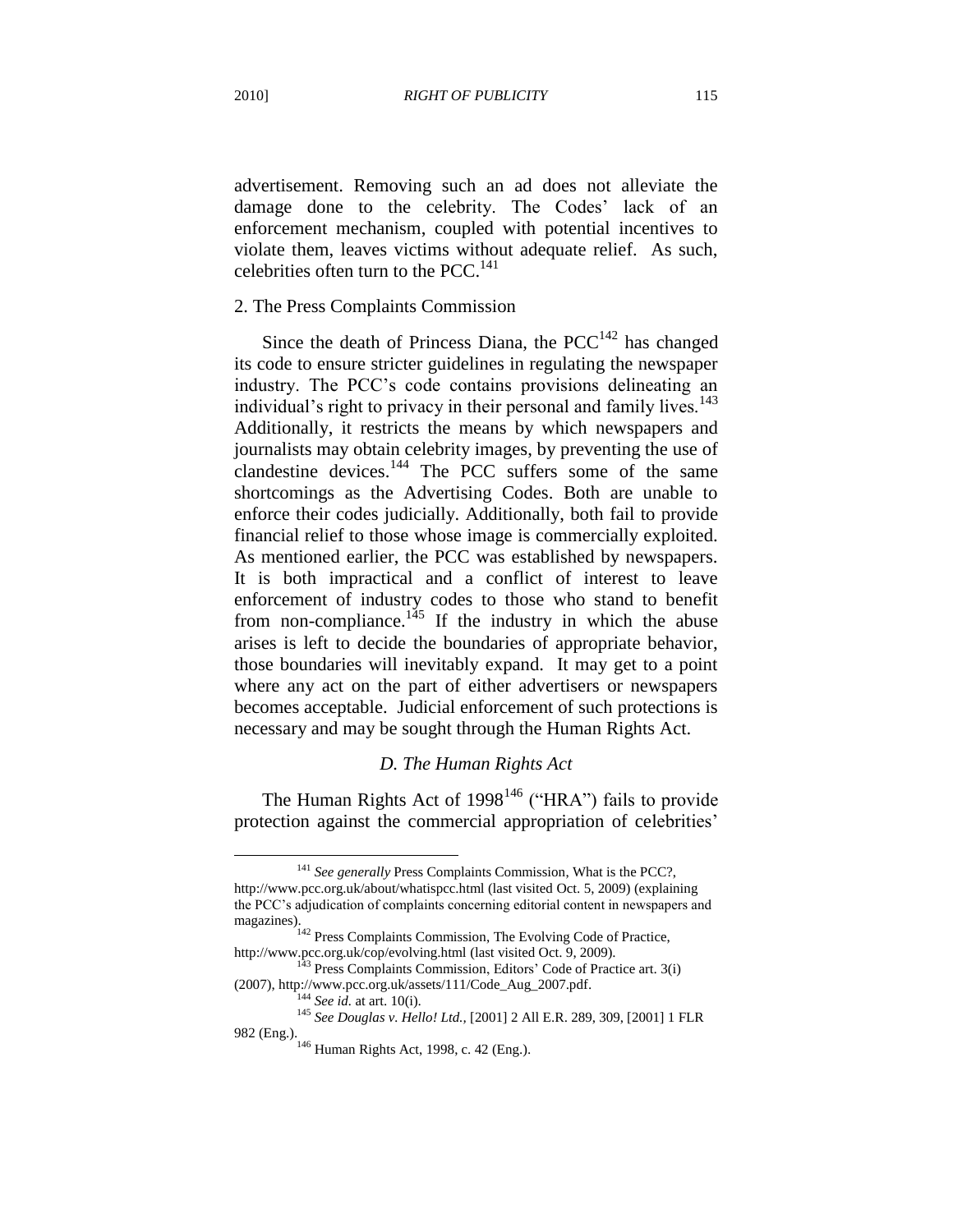advertisement. Removing such an ad does not alleviate the damage done to the celebrity. The Codes' lack of an enforcement mechanism, coupled with potential incentives to violate them, leaves victims without adequate relief. As such, celebrities often turn to the PCC.[141]

2. The Press Complaints Commission

Since the death of Princess Diana, the PCC[142] has changed its code to ensure stricter guidelines in regulating the newspaper industry. The PCC's code contains provisions delineating an individual's right to privacy in their personal and family lives.[143] Additionally, it restricts the means by which newspapers and journalists may obtain celebrity images, by preventing the use of clandestine devices.[144] The PCC suffers some of the same shortcomings as the Advertising Codes. Both are unable to enforce their codes judicially. Additionally, both fail to provide financial relief to those whose image is commercially exploited. As mentioned earlier, the PCC was established by newspapers. It is both impractical and a conflict of interest to leave enforcement of industry codes to those who stand to benefit from non-compliance.[145] If the industry in which the abuse arises is left to decide the boundaries of appropriate behavior, those boundaries will inevitably expand. It may get to a point where any act on the part of either advertisers or newspapers becomes acceptable. Judicial enforcement of such protections is necessary and may be sought through the Human Rights Act.

### *D. The Human Rights Act*

The Human Rights Act of 1998[146] ("HRA") fails to provide protection against the commercial appropriation of celebrities'

---

[141] *See generally* Press Complaints Commission, What is the PCC?, http://www.pcc.org.uk/about/whatispcc.html (last visited Oct. 5, 2009) (explaining the PCC's adjudication of complaints concerning editorial content in newspapers and magazines).

[142] Press Complaints Commission, The Evolving Code of Practice, http://www.pcc.org.uk/cop/evolving.html (last visited Oct. 9, 2009).

[143] Press Complaints Commission, Editors' Code of Practice art. 3(i) (2007), http://www.pcc.org.uk/assets/111/Code_Aug_2007.pdf.

[144] *See id.* at art. 10(i).

[145] *See Douglas v. Hello! Ltd.*, [2001] 2 All E.R. 289, 309, [2001] 1 FLR 982 (Eng.).

[146] Human Rights Act, 1998, c. 42 (Eng.).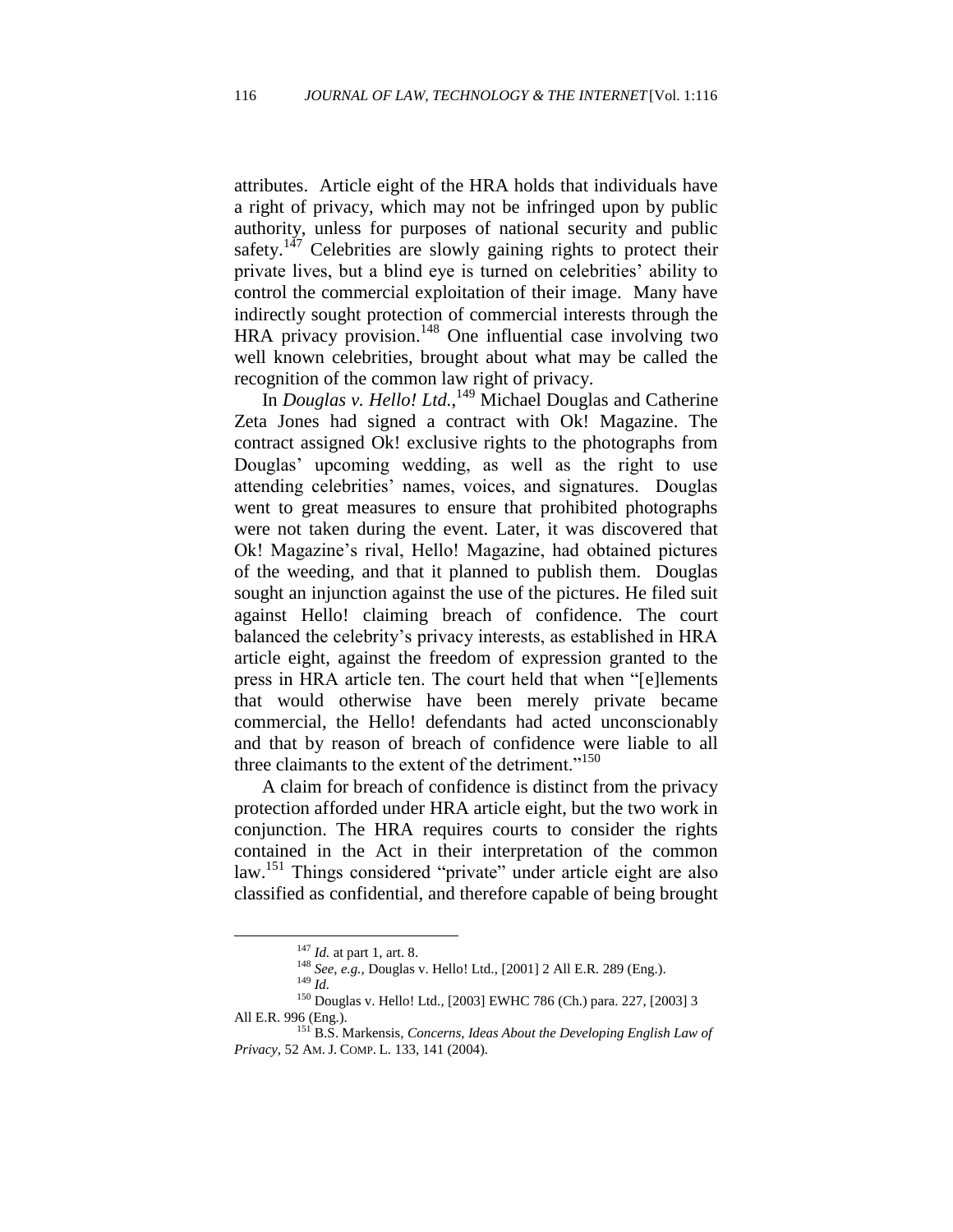attributes. Article eight of the HRA holds that individuals have a right of privacy, which may not be infringed upon by public authority, unless for purposes of national security and public safety.[147] Celebrities are slowly gaining rights to protect their private lives, but a blind eye is turned on celebrities' ability to control the commercial exploitation of their image. Many have indirectly sought protection of commercial interests through the HRA privacy provision.[148] One influential case involving two well known celebrities, brought about what may be called the recognition of the common law right of privacy.

In *Douglas v. Hello! Ltd.*,[149] Michael Douglas and Catherine Zeta Jones had signed a contract with Ok! Magazine. The contract assigned Ok! exclusive rights to the photographs from Douglas' upcoming wedding, as well as the right to use attending celebrities' names, voices, and signatures. Douglas went to great measures to ensure that prohibited photographs were not taken during the event. Later, it was discovered that Ok! Magazine's rival, Hello! Magazine, had obtained pictures of the weeding, and that it planned to publish them. Douglas sought an injunction against the use of the pictures. He filed suit against Hello! claiming breach of confidence. The court balanced the celebrity's privacy interests, as established in HRA article eight, against the freedom of expression granted to the press in HRA article ten. The court held that when "[e]lements that would otherwise have been merely private became commercial, the Hello! defendants had acted unconscionably and that by reason of breach of confidence were liable to all three claimants to the extent of the detriment."[150]

A claim for breach of confidence is distinct from the privacy protection afforded under HRA article eight, but the two work in conjunction. The HRA requires courts to consider the rights contained in the Act in their interpretation of the common law.[151] Things considered "private" under article eight are also classified as confidential, and therefore capable of being brought

---

[147] *Id.* at part 1, art. 8.

[148] *See, e.g.,* Douglas v. Hello! Ltd., [2001] 2 All E.R. 289 (Eng.).

[149] *Id.*

[150] Douglas v. Hello! Ltd., [2003] EWHC 786 (Ch.) para. 227, [2003] 3 All E.R. 996 (Eng.).

[151] B.S. Markensis, *Concerns, Ideas About the Developing English Law of Privacy*, 52 AM. J. COMP. L. 133, 141 (2004).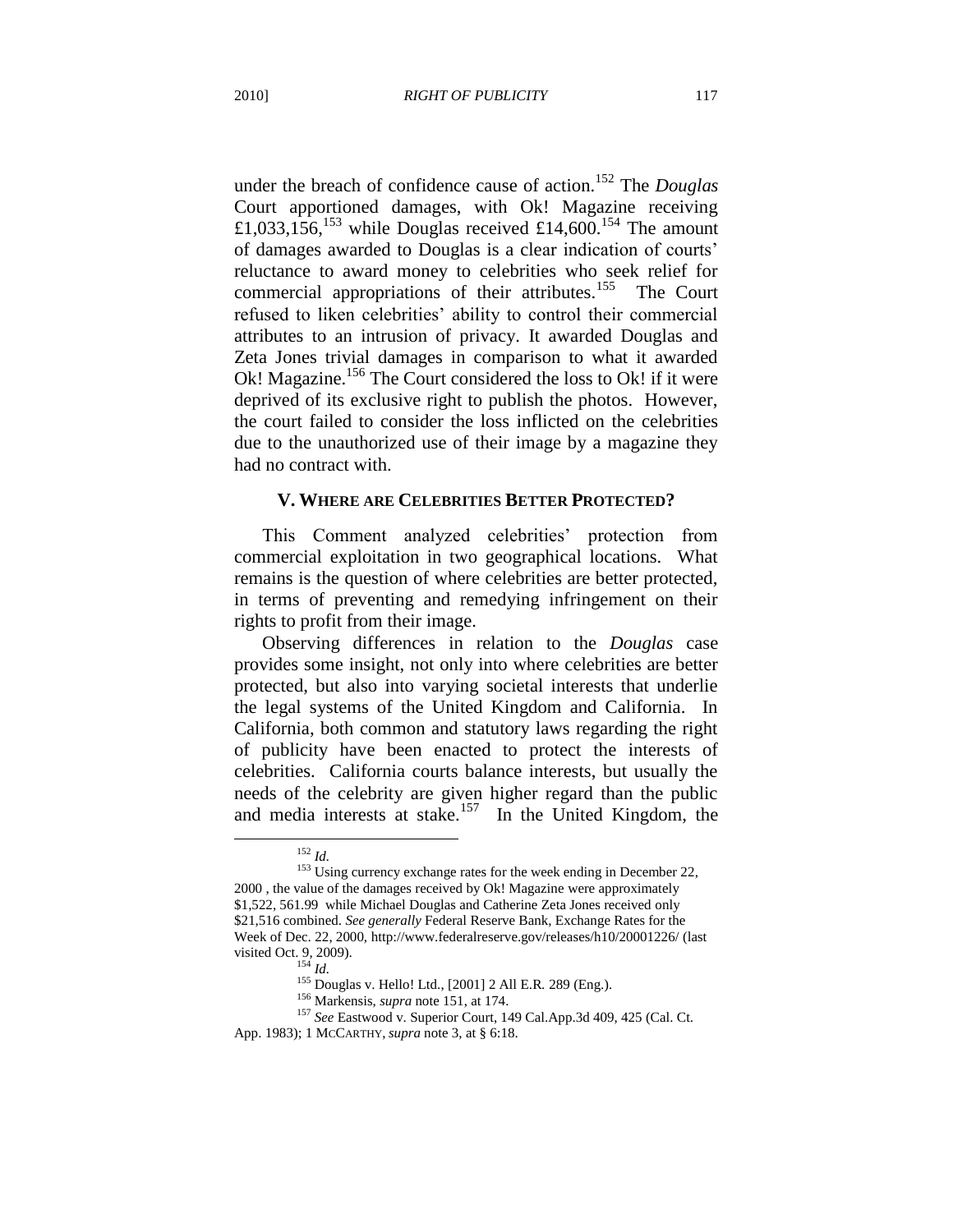under the breach of confidence cause of action.[152] The *Douglas* Court apportioned damages, with Ok! Magazine receiving £1,033,156,[153] while Douglas received £14,600.[154] The amount of damages awarded to Douglas is a clear indication of courts' reluctance to award money to celebrities who seek relief for commercial appropriations of their attributes.[155] The Court refused to liken celebrities' ability to control their commercial attributes to an intrusion of privacy. It awarded Douglas and Zeta Jones trivial damages in comparison to what it awarded Ok! Magazine.[156] The Court considered the loss to Ok! if it were deprived of its exclusive right to publish the photos. However, the court failed to consider the loss inflicted on the celebrities due to the unauthorized use of their image by a magazine they had no contract with.

## V. WHERE ARE CELEBRITIES BETTER PROTECTED?

This Comment analyzed celebrities' protection from commercial exploitation in two geographical locations. What remains is the question of where celebrities are better protected, in terms of preventing and remedying infringement on their rights to profit from their image.

Observing differences in relation to the *Douglas* case provides some insight, not only into where celebrities are better protected, but also into varying societal interests that underlie the legal systems of the United Kingdom and California. In California, both common and statutory laws regarding the right of publicity have been enacted to protect the interests of celebrities. California courts balance interests, but usually the needs of the celebrity are given higher regard than the public and media interests at stake.[157] In the United Kingdom, the

---

[152] *Id.*

[153] Using currency exchange rates for the week ending in December 22, 2000 , the value of the damages received by Ok! Magazine were approximately $1,522, 561.99 while Michael Douglas and Catherine Zeta Jones received only $21,516 combined. *See generally* Federal Reserve Bank, Exchange Rates for the Week of Dec. 22, 2000, http://www.federalreserve.gov/releases/h10/20001226/ (last visited Oct. 9, 2009).

[154] *Id.*

[155] Douglas v. Hello! Ltd., [2001] 2 All E.R. 289 (Eng.).

[156] Markensis, *supra* note 151, at 174.

[157] *See* Eastwood v. Superior Court, 149 Cal.App.3d 409, 425 (Cal. Ct. App. 1983); 1 MCCARTHY, *supra* note 3, at § 6:18.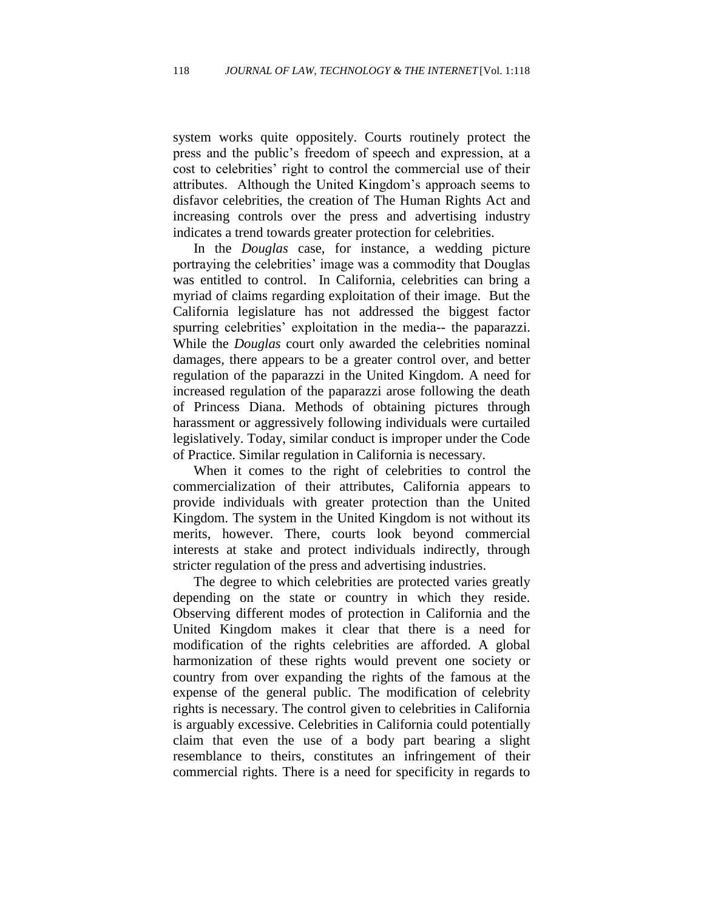system works quite oppositely. Courts routinely protect the press and the public's freedom of speech and expression, at a cost to celebrities' right to control the commercial use of their attributes. Although the United Kingdom's approach seems to disfavor celebrities, the creation of The Human Rights Act and increasing controls over the press and advertising industry indicates a trend towards greater protection for celebrities.

In the *Douglas* case, for instance, a wedding picture portraying the celebrities' image was a commodity that Douglas was entitled to control. In California, celebrities can bring a myriad of claims regarding exploitation of their image. But the California legislature has not addressed the biggest factor spurring celebrities' exploitation in the media-- the paparazzi. While the *Douglas* court only awarded the celebrities nominal damages, there appears to be a greater control over, and better regulation of the paparazzi in the United Kingdom. A need for increased regulation of the paparazzi arose following the death of Princess Diana. Methods of obtaining pictures through harassment or aggressively following individuals were curtailed legislatively. Today, similar conduct is improper under the Code of Practice. Similar regulation in California is necessary.

When it comes to the right of celebrities to control the commercialization of their attributes, California appears to provide individuals with greater protection than the United Kingdom. The system in the United Kingdom is not without its merits, however. There, courts look beyond commercial interests at stake and protect individuals indirectly, through stricter regulation of the press and advertising industries.

The degree to which celebrities are protected varies greatly depending on the state or country in which they reside. Observing different modes of protection in California and the United Kingdom makes it clear that there is a need for modification of the rights celebrities are afforded. A global harmonization of these rights would prevent one society or country from over expanding the rights of the famous at the expense of the general public. The modification of celebrity rights is necessary. The control given to celebrities in California is arguably excessive. Celebrities in California could potentially claim that even the use of a body part bearing a slight resemblance to theirs, constitutes an infringement of their commercial rights. There is a need for specificity in regards to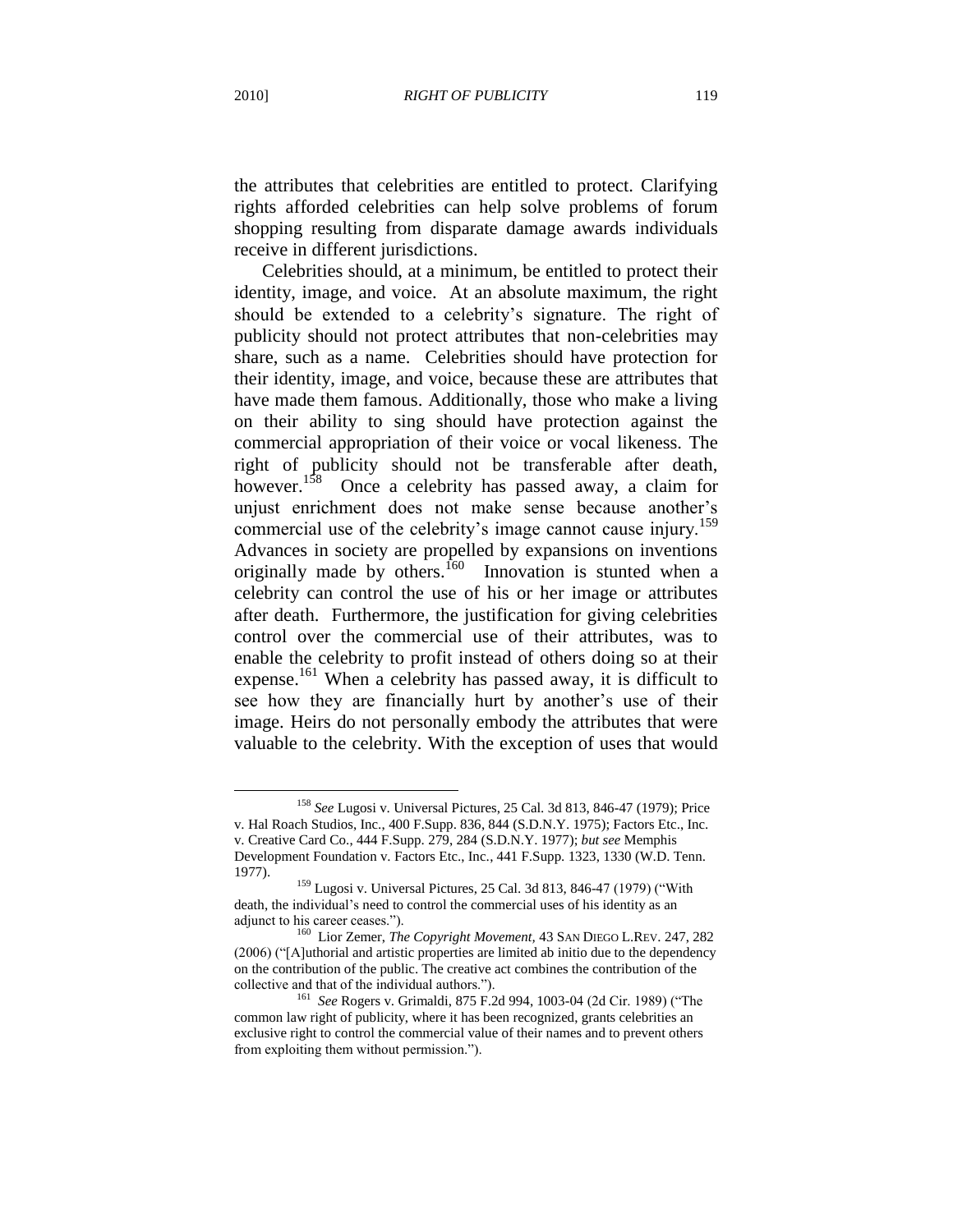the attributes that celebrities are entitled to protect. Clarifying rights afforded celebrities can help solve problems of forum shopping resulting from disparate damage awards individuals receive in different jurisdictions.

Celebrities should, at a minimum, be entitled to protect their identity, image, and voice. At an absolute maximum, the right should be extended to a celebrity's signature. The right of publicity should not protect attributes that non-celebrities may share, such as a name. Celebrities should have protection for their identity, image, and voice, because these are attributes that have made them famous. Additionally, those who make a living on their ability to sing should have protection against the commercial appropriation of their voice or vocal likeness. The right of publicity should not be transferable after death, however.[158] Once a celebrity has passed away, a claim for unjust enrichment does not make sense because another's commercial use of the celebrity's image cannot cause injury.[159] Advances in society are propelled by expansions on inventions originally made by others.[160] Innovation is stunted when a celebrity can control the use of his or her image or attributes after death. Furthermore, the justification for giving celebrities control over the commercial use of their attributes, was to enable the celebrity to profit instead of others doing so at their expense.[161] When a celebrity has passed away, it is difficult to see how they are financially hurt by another's use of their image. Heirs do not personally embody the attributes that were valuable to the celebrity. With the exception of uses that would

---

[158] *See* Lugosi v. Universal Pictures, 25 Cal. 3d 813, 846-47 (1979); Price v. Hal Roach Studios, Inc., 400 F.Supp. 836, 844 (S.D.N.Y. 1975); Factors Etc., Inc. v. Creative Card Co., 444 F.Supp. 279, 284 (S.D.N.Y. 1977); *but see* Memphis Development Foundation v. Factors Etc., Inc., 441 F.Supp. 1323, 1330 (W.D. Tenn. 1977).

[159] Lugosi v. Universal Pictures, 25 Cal. 3d 813, 846-47 (1979) ("With death, the individual's need to control the commercial uses of his identity as an adjunct to his career ceases.").

[160] Lior Zemer, *The Copyright Movement*, 43 SAN DIEGO L.REV. 247, 282 (2006) ("[A]uthorial and artistic properties are limited ab initio due to the dependency on the contribution of the public. The creative act combines the contribution of the collective and that of the individual authors.").

[161] *See* Rogers v. Grimaldi, 875 F.2d 994, 1003-04 (2d Cir. 1989) ("The common law right of publicity, where it has been recognized, grants celebrities an exclusive right to control the commercial value of their names and to prevent others from exploiting them without permission.").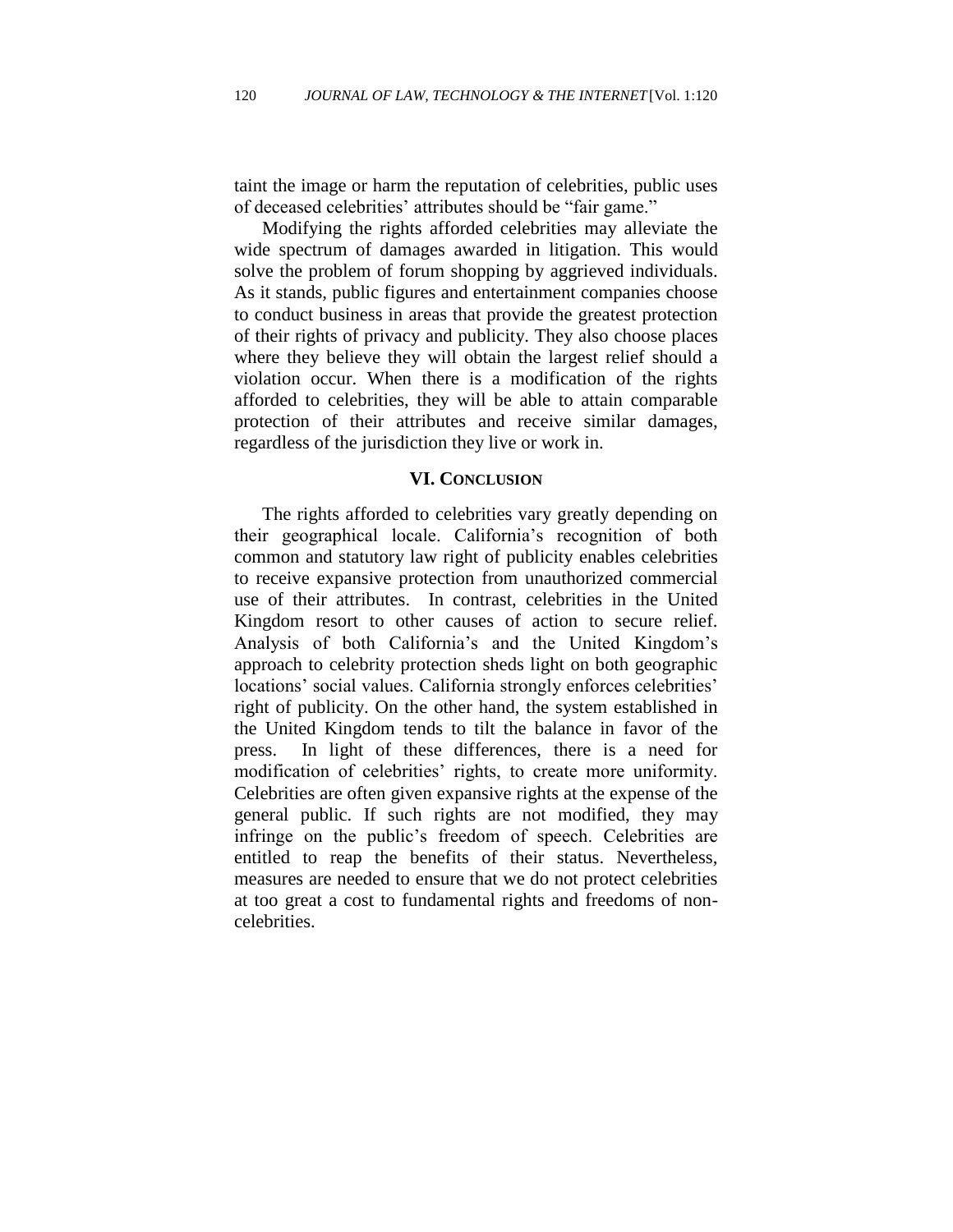taint the image or harm the reputation of celebrities, public uses of deceased celebrities' attributes should be "fair game."

Modifying the rights afforded celebrities may alleviate the wide spectrum of damages awarded in litigation. This would solve the problem of forum shopping by aggrieved individuals. As it stands, public figures and entertainment companies choose to conduct business in areas that provide the greatest protection of their rights of privacy and publicity. They also choose places where they believe they will obtain the largest relief should a violation occur. When there is a modification of the rights afforded to celebrities, they will be able to attain comparable protection of their attributes and receive similar damages, regardless of the jurisdiction they live or work in.

## VI. Conclusion

The rights afforded to celebrities vary greatly depending on their geographical locale. California's recognition of both common and statutory law right of publicity enables celebrities to receive expansive protection from unauthorized commercial use of their attributes. In contrast, celebrities in the United Kingdom resort to other causes of action to secure relief. Analysis of both California's and the United Kingdom's approach to celebrity protection sheds light on both geographic locations' social values. California strongly enforces celebrities' right of publicity. On the other hand, the system established in the United Kingdom tends to tilt the balance in favor of the press. In light of these differences, there is a need for modification of celebrities' rights, to create more uniformity. Celebrities are often given expansive rights at the expense of the general public. If such rights are not modified, they may infringe on the public's freedom of speech. Celebrities are entitled to reap the benefits of their status. Nevertheless, measures are needed to ensure that we do not protect celebrities at too great a cost to fundamental rights and freedoms of non-celebrities.